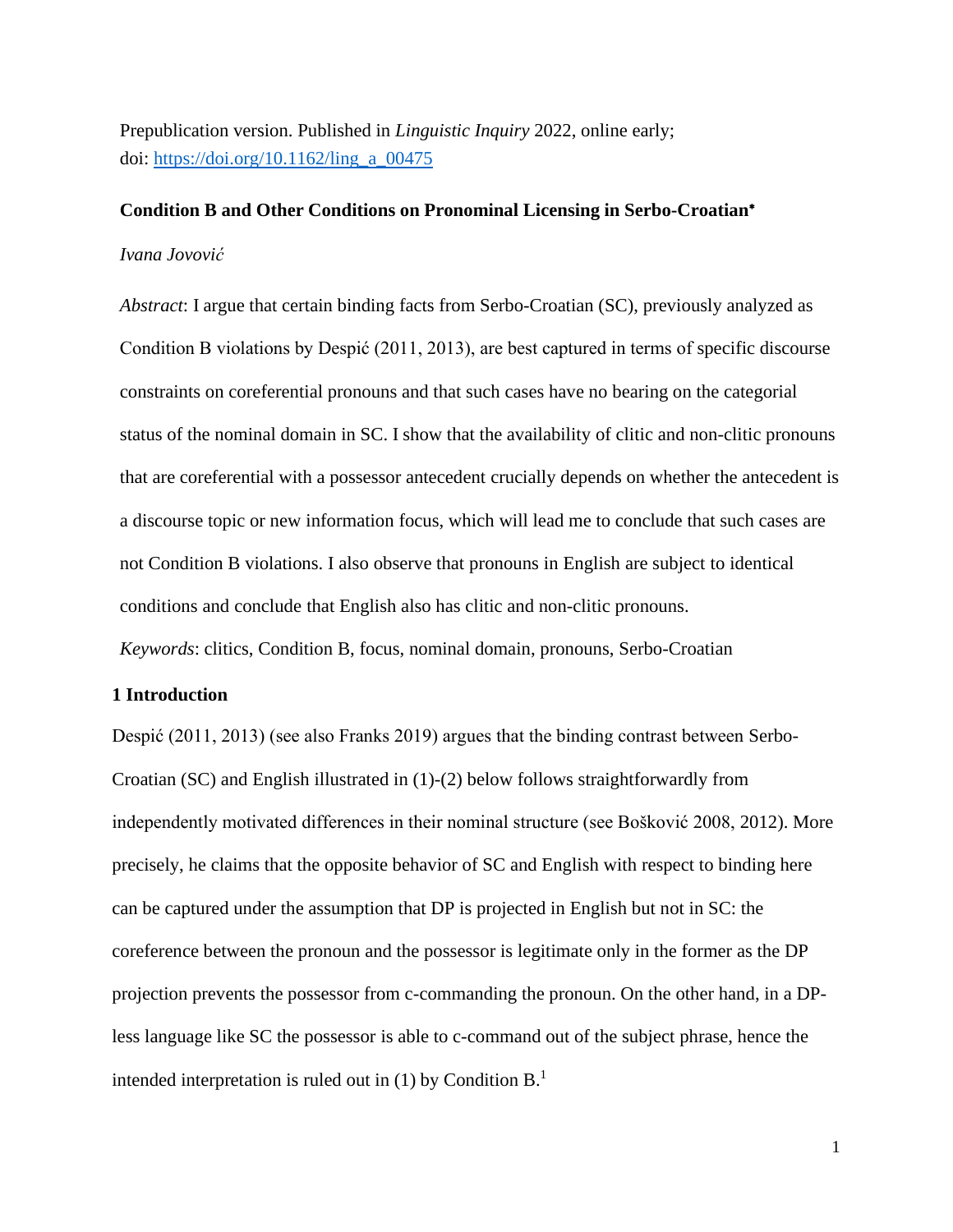Prepublication version. Published in *Linguistic Inquiry* 2022, online early;
doi: https://doi.org/10.1162/ling_a_00475

**Condition B and Other Conditions on Pronominal Licensing in Serbo-Croatian**[*]

*Ivana Jovović*

*Abstract*: I argue that certain binding facts from Serbo-Croatian (SC), previously analyzed as Condition B violations by Despić (2011, 2013), are best captured in terms of specific discourse constraints on coreferential pronouns and that such cases have no bearing on the categorial status of the nominal domain in SC. I show that the availability of clitic and non-clitic pronouns that are coreferential with a possessor antecedent crucially depends on whether the antecedent is a discourse topic or new information focus, which will lead me to conclude that such cases are not Condition B violations. I also observe that pronouns in English are subject to identical conditions and conclude that English also has clitic and non-clitic pronouns.

*Keywords*: clitics, Condition B, focus, nominal domain, pronouns, Serbo-Croatian

## 1 Introduction

Despić (2011, 2013) (see also Franks 2019) argues that the binding contrast between Serbo-Croatian (SC) and English illustrated in (1)-(2) below follows straightforwardly from independently motivated differences in their nominal structure (see Bošković 2008, 2012). More precisely, he claims that the opposite behavior of SC and English with respect to binding here can be captured under the assumption that DP is projected in English but not in SC: the coreference between the pronoun and the possessor is legitimate only in the former as the DP projection prevents the possessor from c-commanding the pronoun. On the other hand, in a DP-less language like SC the possessor is able to c-command out of the subject phrase, hence the intended interpretation is ruled out in (1) by Condition B.[1]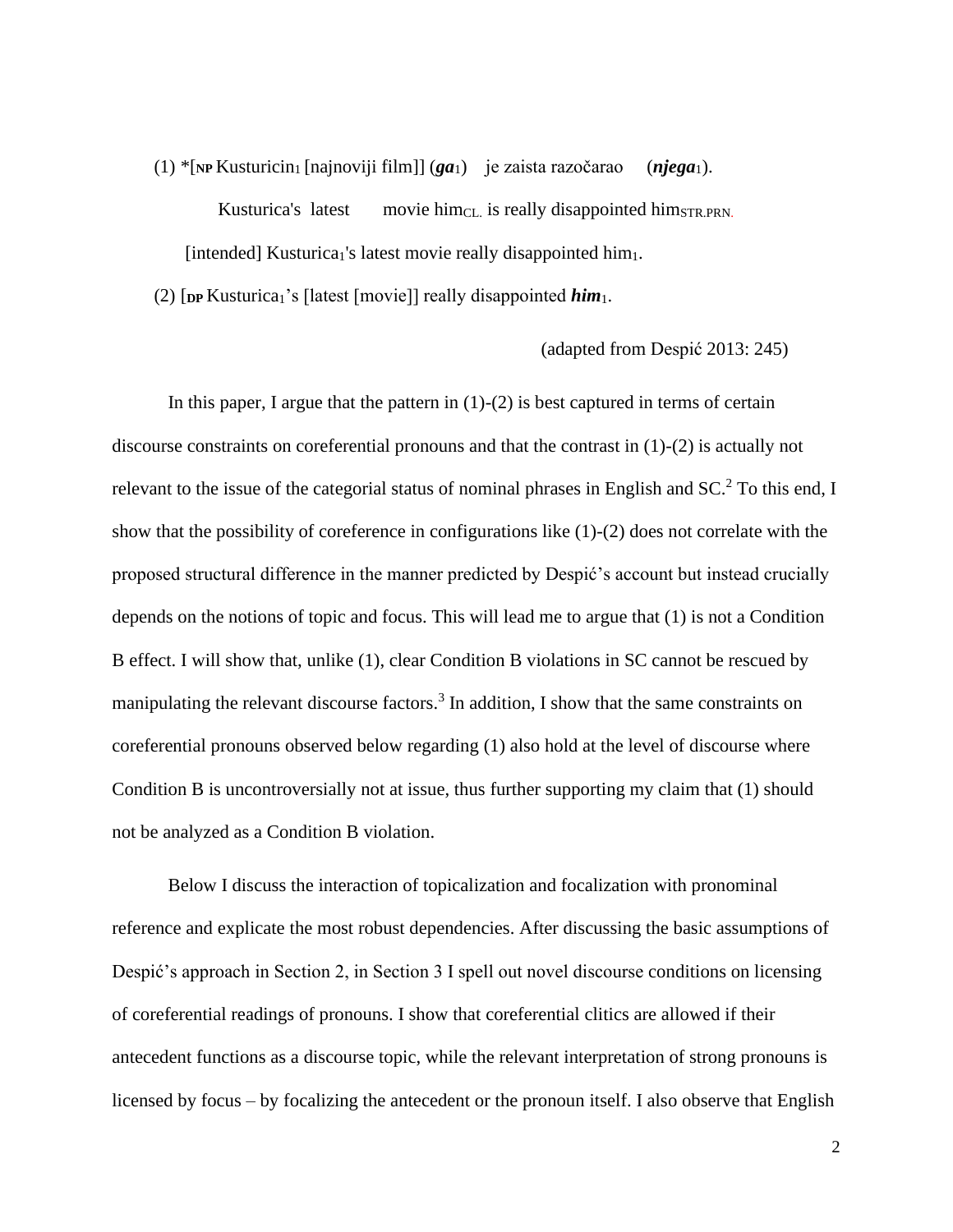(1) *[**NP** Kusturicin$_1$ [najnoviji film]] (***ga***$_1$) je zaista razočarao (***njega***$_1$).

Kusturica's latest movie him$_{CL.}$ is really disappointed him$_{STR.PRN.}$

[intended] Kusturica$_1$'s latest movie really disappointed him$_1$.

(2) [**DP** Kusturica$_1$'s [latest [movie]] really disappointed ***him***$_1$.

(adapted from Despić 2013: 245)

In this paper, I argue that the pattern in (1)-(2) is best captured in terms of certain discourse constraints on coreferential pronouns and that the contrast in (1)-(2) is actually not relevant to the issue of the categorial status of nominal phrases in English and SC.[2] To this end, I show that the possibility of coreference in configurations like (1)-(2) does not correlate with the proposed structural difference in the manner predicted by Despić's account but instead crucially depends on the notions of topic and focus. This will lead me to argue that (1) is not a Condition B effect. I will show that, unlike (1), clear Condition B violations in SC cannot be rescued by manipulating the relevant discourse factors.[3] In addition, I show that the same constraints on coreferential pronouns observed below regarding (1) also hold at the level of discourse where Condition B is uncontroversially not at issue, thus further supporting my claim that (1) should not be analyzed as a Condition B violation.

Below I discuss the interaction of topicalization and focalization with pronominal reference and explicate the most robust dependencies. After discussing the basic assumptions of Despić's approach in Section 2, in Section 3 I spell out novel discourse conditions on licensing of coreferential readings of pronouns. I show that coreferential clitics are allowed if their antecedent functions as a discourse topic, while the relevant interpretation of strong pronouns is licensed by focus – by focalizing the antecedent or the pronoun itself. I also observe that English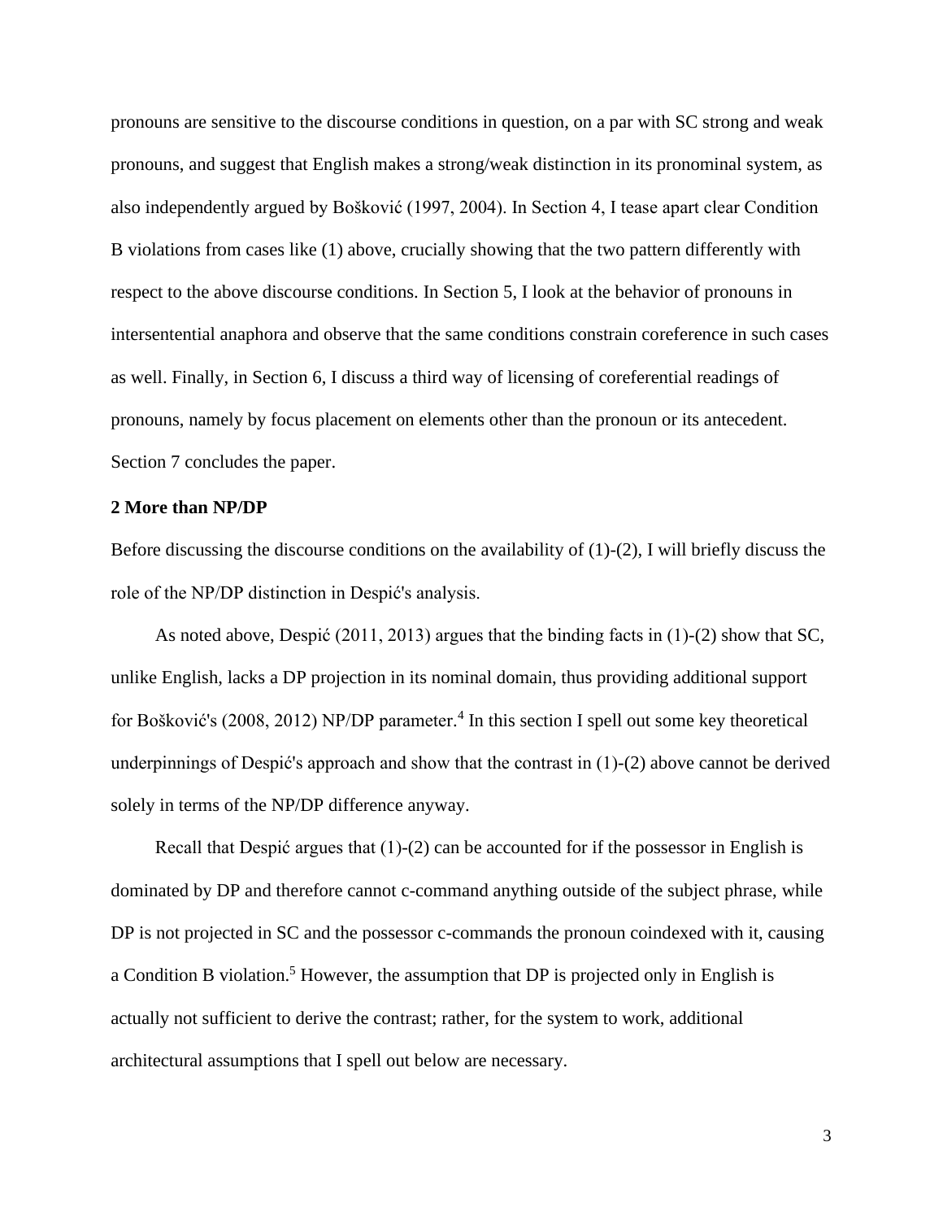pronouns are sensitive to the discourse conditions in question, on a par with SC strong and weak pronouns, and suggest that English makes a strong/weak distinction in its pronominal system, as also independently argued by Bošković (1997, 2004). In Section 4, I tease apart clear Condition B violations from cases like (1) above, crucially showing that the two pattern differently with respect to the above discourse conditions. In Section 5, I look at the behavior of pronouns in intersentential anaphora and observe that the same conditions constrain coreference in such cases as well. Finally, in Section 6, I discuss a third way of licensing of coreferential readings of pronouns, namely by focus placement on elements other than the pronoun or its antecedent. Section 7 concludes the paper.

## 2 More than NP/DP

Before discussing the discourse conditions on the availability of (1)-(2), I will briefly discuss the role of the NP/DP distinction in Despić's analysis.

As noted above, Despić (2011, 2013) argues that the binding facts in (1)-(2) show that SC, unlike English, lacks a DP projection in its nominal domain, thus providing additional support for Bošković's (2008, 2012) NP/DP parameter.[4] In this section I spell out some key theoretical underpinnings of Despić's approach and show that the contrast in (1)-(2) above cannot be derived solely in terms of the NP/DP difference anyway.

Recall that Despić argues that (1)-(2) can be accounted for if the possessor in English is dominated by DP and therefore cannot c-command anything outside of the subject phrase, while DP is not projected in SC and the possessor c-commands the pronoun coindexed with it, causing a Condition B violation.[5] However, the assumption that DP is projected only in English is actually not sufficient to derive the contrast; rather, for the system to work, additional architectural assumptions that I spell out below are necessary.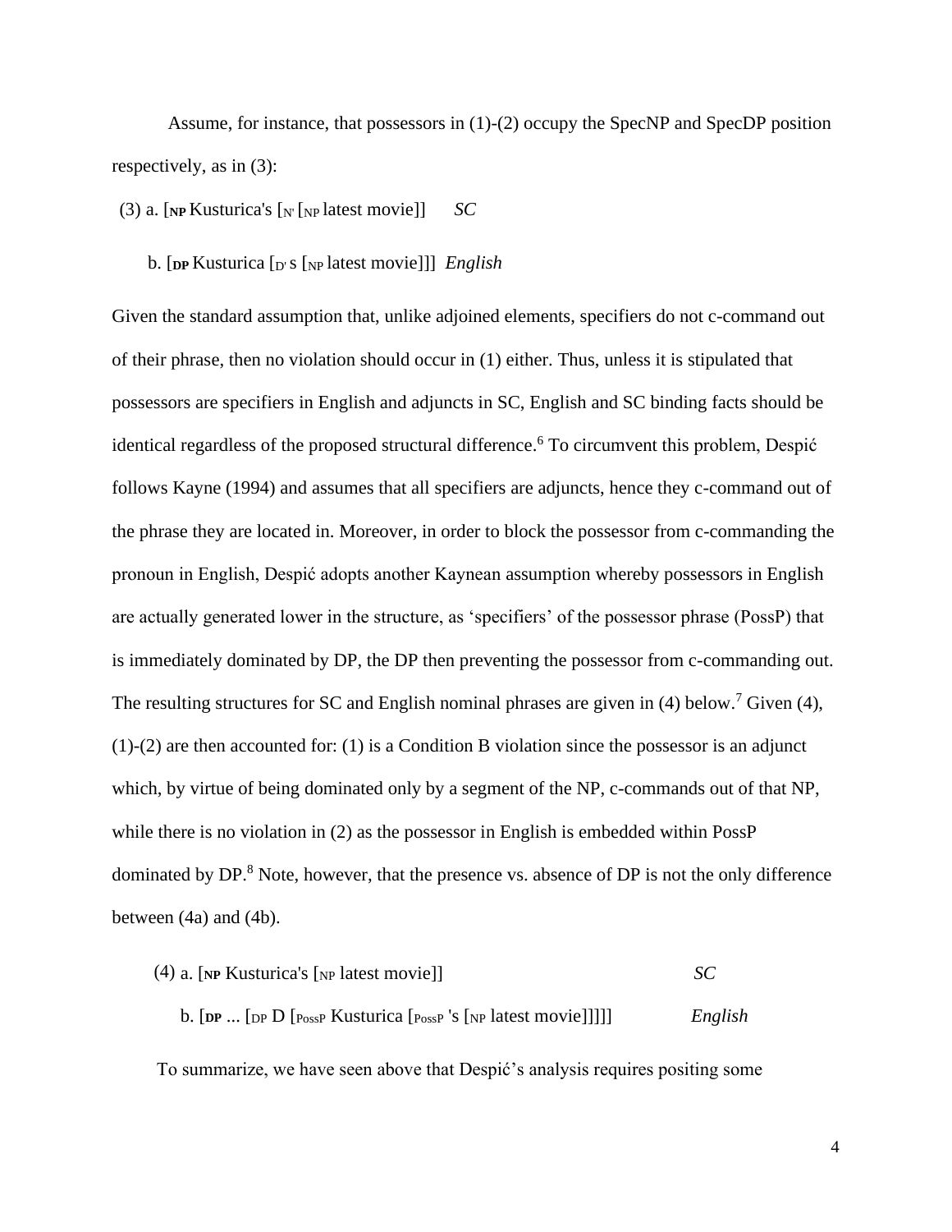Assume, for instance, that possessors in (1)-(2) occupy the SpecNP and SpecDP position respectively, as in (3):

(3) a. [**NP** Kusturica's [$_{N'}$ [$_{NP}$ latest movie]]  *SC*

b. [**DP** Kusturica [$_{D'}$ s [$_{NP}$ latest movie]]]  *English*

Given the standard assumption that, unlike adjoined elements, specifiers do not c-command out of their phrase, then no violation should occur in (1) either. Thus, unless it is stipulated that possessors are specifiers in English and adjuncts in SC, English and SC binding facts should be identical regardless of the proposed structural difference.[6] To circumvent this problem, Despić follows Kayne (1994) and assumes that all specifiers are adjuncts, hence they c-command out of the phrase they are located in. Moreover, in order to block the possessor from c-commanding the pronoun in English, Despić adopts another Kaynean assumption whereby possessors in English are actually generated lower in the structure, as 'specifiers' of the possessor phrase (PossP) that is immediately dominated by DP, the DP then preventing the possessor from c-commanding out. The resulting structures for SC and English nominal phrases are given in (4) below.[7] Given (4), (1)-(2) are then accounted for: (1) is a Condition B violation since the possessor is an adjunct which, by virtue of being dominated only by a segment of the NP, c-commands out of that NP, while there is no violation in (2) as the possessor in English is embedded within PossP dominated by DP.[8] Note, however, that the presence vs. absence of DP is not the only difference between (4a) and (4b).

(4) a. [**NP** Kusturica's [$_{NP}$ latest movie]]  *SC*

b. [**DP** ... [$_{DP}$ D [$_{PossP}$ Kusturica [$_{PossP}$ 's [$_{NP}$ latest movie]]]]]  *English*

To summarize, we have seen above that Despić's analysis requires positing some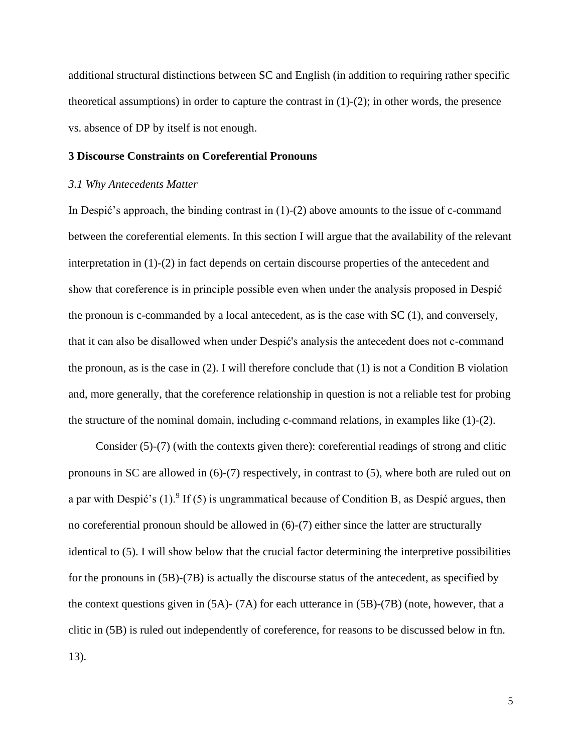additional structural distinctions between SC and English (in addition to requiring rather specific theoretical assumptions) in order to capture the contrast in (1)-(2); in other words, the presence vs. absence of DP by itself is not enough.

## 3 Discourse Constraints on Coreferential Pronouns

### *3.1 Why Antecedents Matter*

In Despić's approach, the binding contrast in (1)-(2) above amounts to the issue of c-command between the coreferential elements. In this section I will argue that the availability of the relevant interpretation in (1)-(2) in fact depends on certain discourse properties of the antecedent and show that coreference is in principle possible even when under the analysis proposed in Despić the pronoun is c-commanded by a local antecedent, as is the case with SC (1), and conversely, that it can also be disallowed when under Despić's analysis the antecedent does not c-command the pronoun, as is the case in (2). I will therefore conclude that (1) is not a Condition B violation and, more generally, that the coreference relationship in question is not a reliable test for probing the structure of the nominal domain, including c-command relations, in examples like (1)-(2).

Consider (5)-(7) (with the contexts given there): coreferential readings of strong and clitic pronouns in SC are allowed in (6)-(7) respectively, in contrast to (5), where both are ruled out on a par with Despić's (1).[9] If (5) is ungrammatical because of Condition B, as Despić argues, then no coreferential pronoun should be allowed in (6)-(7) either since the latter are structurally identical to (5). I will show below that the crucial factor determining the interpretive possibilities for the pronouns in (5B)-(7B) is actually the discourse status of the antecedent, as specified by the context questions given in (5A)- (7A) for each utterance in (5B)-(7B) (note, however, that a clitic in (5B) is ruled out independently of coreference, for reasons to be discussed below in ftn. 13).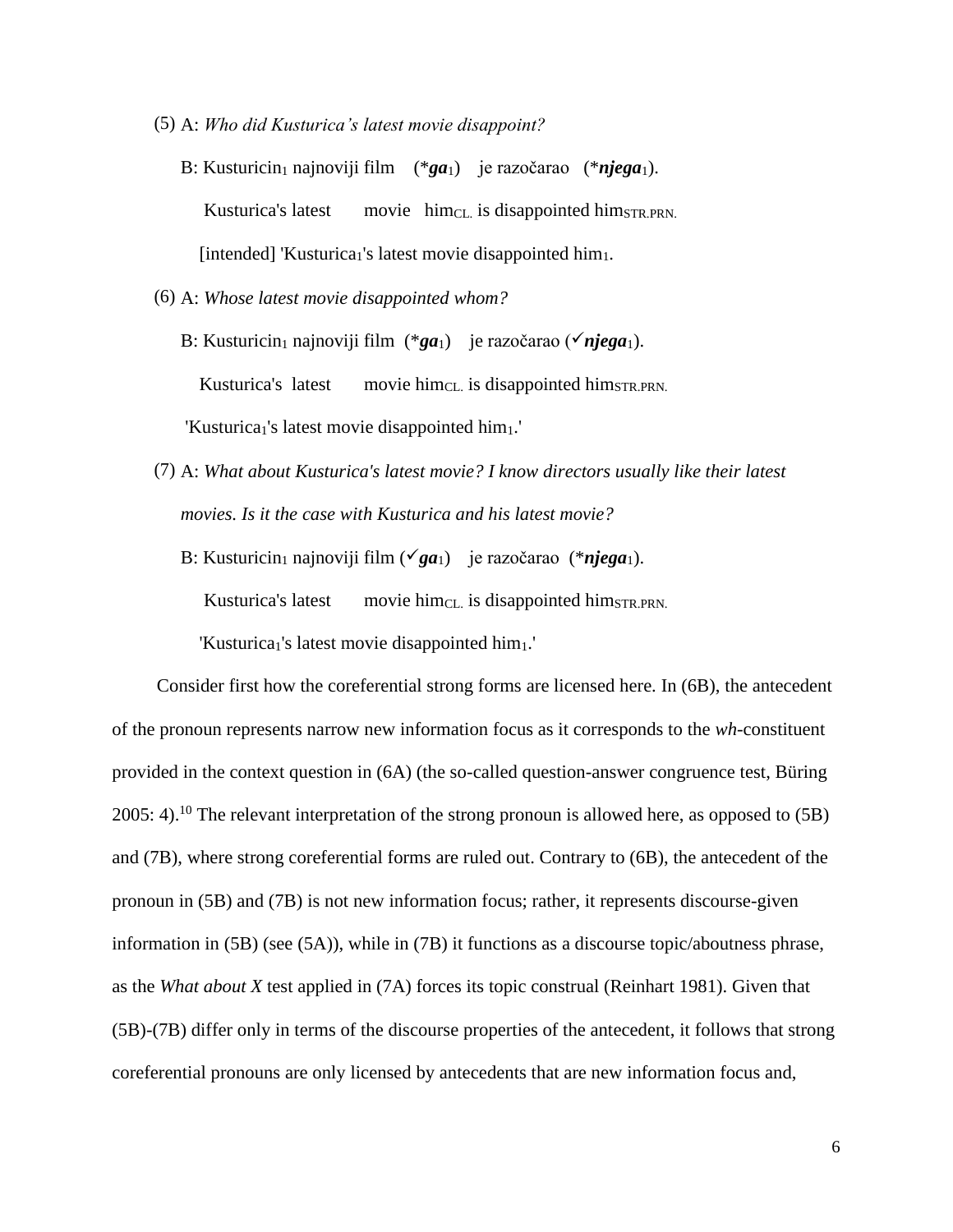(5) A: *Who did Kusturica's latest movie disappoint?*

B: Kusturicin$_1$ najnoviji film (\***ga**$_1$) je razočarao (\***njega**$_1$).

Kusturica's latest movie him$_{CL.}$ is disappointed him$_{STR.PRN.}$

[intended] 'Kusturica$_1$'s latest movie disappointed him$_1$.

(6) A: *Whose latest movie disappointed whom?*

B: Kusturicin$_1$ najnoviji film (\***ga**$_1$) je razočarao (✓***njega***$_1$).

Kusturica's latest movie him$_{CL.}$ is disappointed him$_{STR.PRN.}$

'Kusturica$_1$'s latest movie disappointed him$_1$.'

(7) A: *What about Kusturica's latest movie? I know directors usually like their latest movies. Is it the case with Kusturica and his latest movie?*

B: Kusturicin$_1$ najnoviji film (✓***ga***$_1$) je razočarao (\***njega**$_1$).

Kusturica's latest movie him$_{CL.}$ is disappointed him$_{STR.PRN.}$

'Kusturica$_1$'s latest movie disappointed him$_1$.'

Consider first how the coreferential strong forms are licensed here. In (6B), the antecedent of the pronoun represents narrow new information focus as it corresponds to the *wh*-constituent provided in the context question in (6A) (the so-called question-answer congruence test, Büring 2005: 4).[10] The relevant interpretation of the strong pronoun is allowed here, as opposed to (5B) and (7B), where strong coreferential forms are ruled out. Contrary to (6B), the antecedent of the pronoun in (5B) and (7B) is not new information focus; rather, it represents discourse-given information in (5B) (see (5A)), while in (7B) it functions as a discourse topic/aboutness phrase, as the *What about X* test applied in (7A) forces its topic construal (Reinhart 1981). Given that (5B)-(7B) differ only in terms of the discourse properties of the antecedent, it follows that strong coreferential pronouns are only licensed by antecedents that are new information focus and,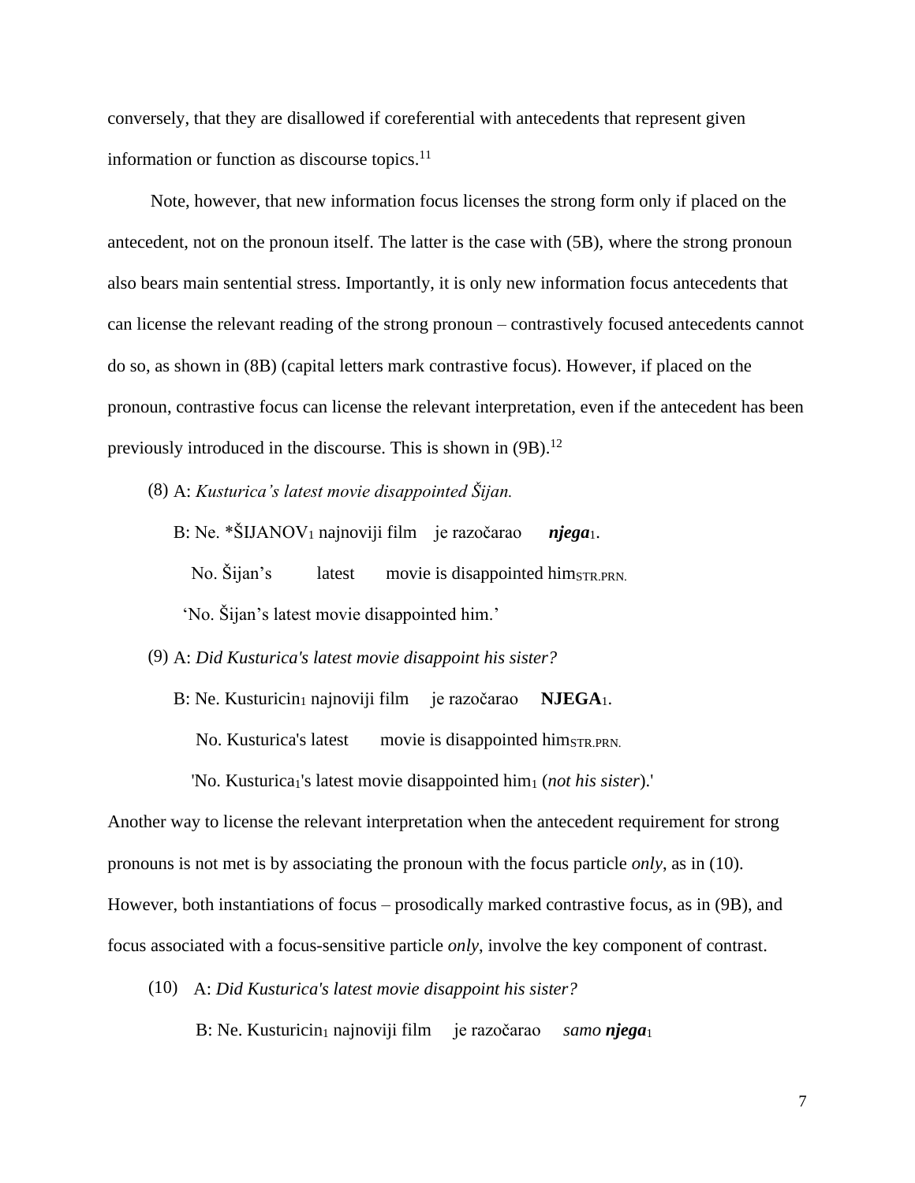conversely, that they are disallowed if coreferential with antecedents that represent given information or function as discourse topics.[11]

Note, however, that new information focus licenses the strong form only if placed on the antecedent, not on the pronoun itself. The latter is the case with (5B), where the strong pronoun also bears main sentential stress. Importantly, it is only new information focus antecedents that can license the relevant reading of the strong pronoun – contrastively focused antecedents cannot do so, as shown in (8B) (capital letters mark contrastive focus). However, if placed on the pronoun, contrastive focus can license the relevant interpretation, even if the antecedent has been previously introduced in the discourse. This is shown in (9B).[12]

(8) A: *Kusturica's latest movie disappointed Šijan.*

B: Ne. *ŠIJANOV$_1$ najnoviji film je razočarao ***njega***$_1$.

No. Šijan's latest movie is disappointed him$_{STR.PRN.}$

'No. Šijan's latest movie disappointed him.'

(9) A: *Did Kusturica's latest movie disappoint his sister?*

B: Ne. Kusturicin$_1$ najnoviji film je razočarao **NJEGA**$_1$.

No. Kusturica's latest movie is disappointed him$_{STR.PRN.}$

'No. Kusturica$_1$'s latest movie disappointed him$_1$ (*not his sister*).'

Another way to license the relevant interpretation when the antecedent requirement for strong pronouns is not met is by associating the pronoun with the focus particle *only*, as in (10). However, both instantiations of focus – prosodically marked contrastive focus, as in (9B), and focus associated with a focus-sensitive particle *only*, involve the key component of contrast.

(10) A: *Did Kusturica's latest movie disappoint his sister?*

B: Ne. Kusturicin$_1$ najnoviji film je razočarao *samo* ***njega***$_1$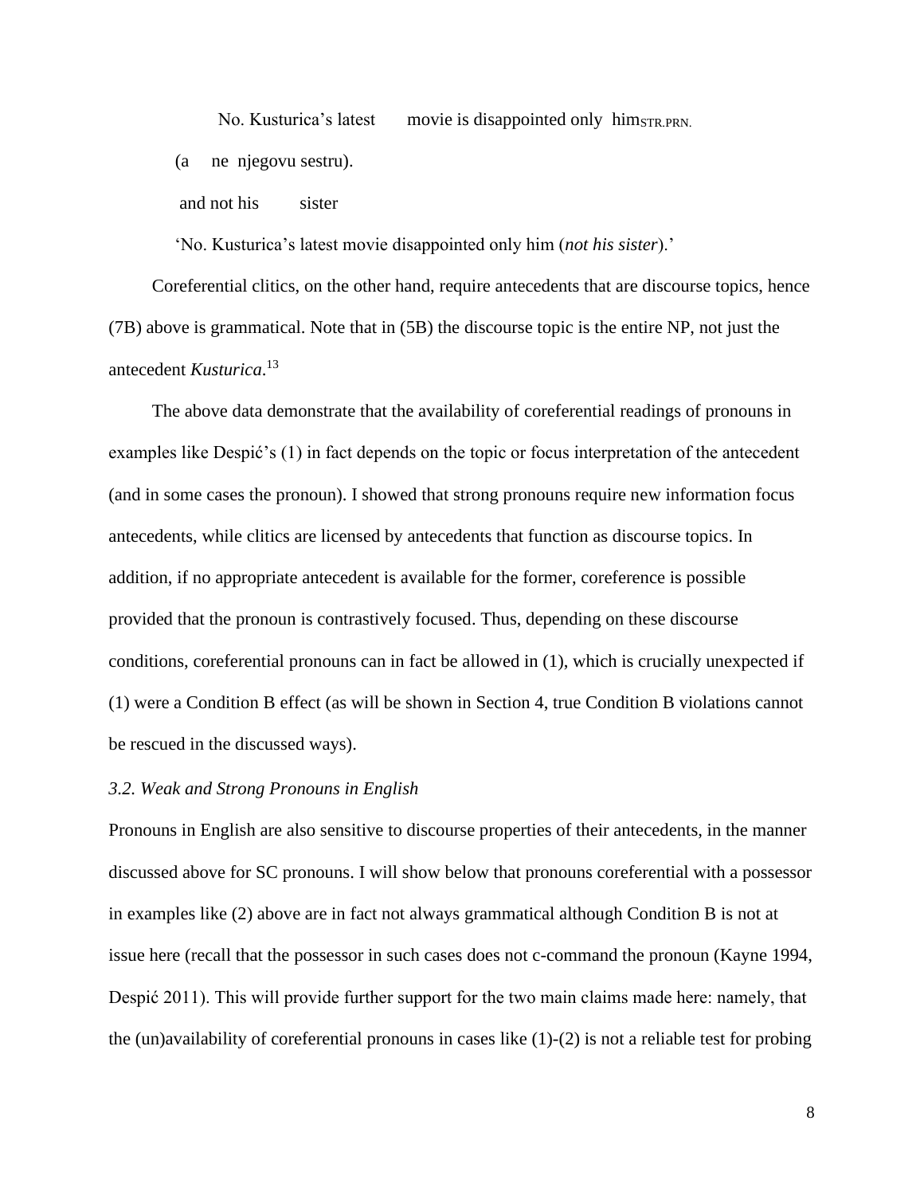No. Kusturica's latest movie is disappointed only $\text{him}_{\text{STR.PRN.}}$

(a ne njegovu sestru).

and not his sister

'No. Kusturica's latest movie disappointed only him (*not his sister*).'

Coreferential clitics, on the other hand, require antecedents that are discourse topics, hence (7B) above is grammatical. Note that in (5B) the discourse topic is the entire NP, not just the antecedent *Kusturica*.[13]

The above data demonstrate that the availability of coreferential readings of pronouns in examples like Despić's (1) in fact depends on the topic or focus interpretation of the antecedent (and in some cases the pronoun). I showed that strong pronouns require new information focus antecedents, while clitics are licensed by antecedents that function as discourse topics. In addition, if no appropriate antecedent is available for the former, coreference is possible provided that the pronoun is contrastively focused. Thus, depending on these discourse conditions, coreferential pronouns can in fact be allowed in (1), which is crucially unexpected if (1) were a Condition B effect (as will be shown in Section 4, true Condition B violations cannot be rescued in the discussed ways).

### *3.2. Weak and Strong Pronouns in English*

Pronouns in English are also sensitive to discourse properties of their antecedents, in the manner discussed above for SC pronouns. I will show below that pronouns coreferential with a possessor in examples like (2) above are in fact not always grammatical although Condition B is not at issue here (recall that the possessor in such cases does not c-command the pronoun (Kayne 1994, Despić 2011). This will provide further support for the two main claims made here: namely, that the (un)availability of coreferential pronouns in cases like (1)-(2) is not a reliable test for probing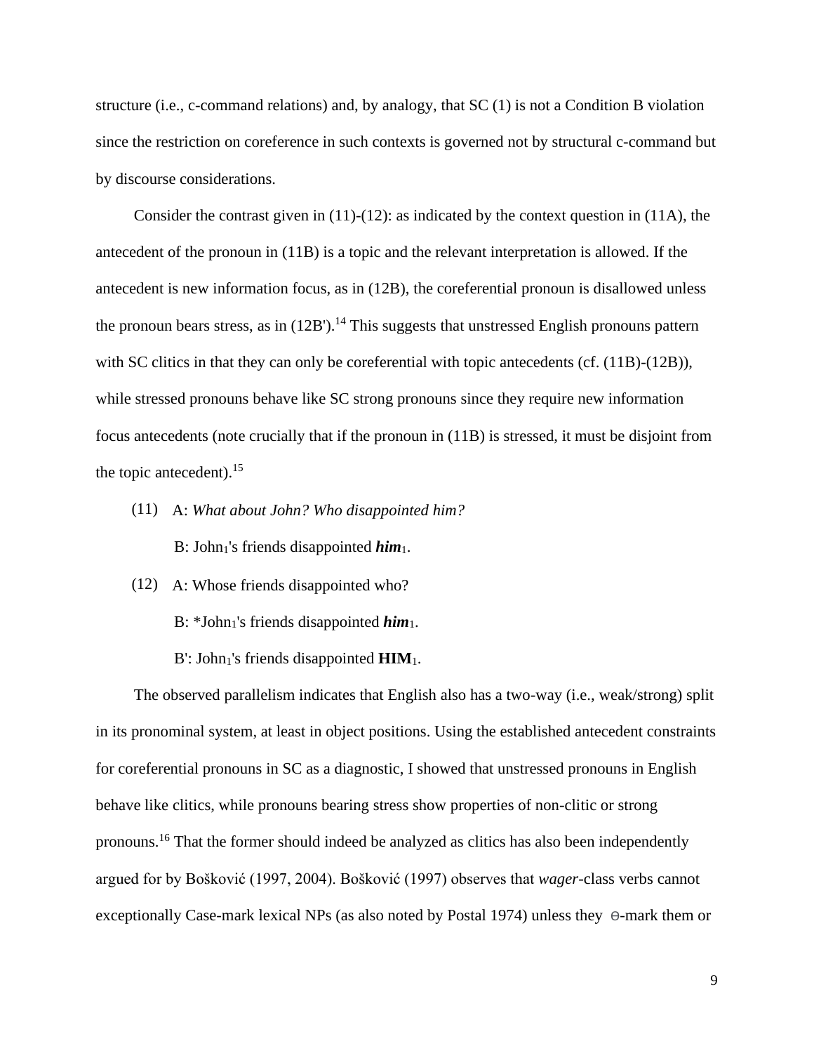structure (i.e., c-command relations) and, by analogy, that SC (1) is not a Condition B violation since the restriction on coreference in such contexts is governed not by structural c-command but by discourse considerations.

Consider the contrast given in (11)-(12): as indicated by the context question in (11A), the antecedent of the pronoun in (11B) is a topic and the relevant interpretation is allowed. If the antecedent is new information focus, as in (12B), the coreferential pronoun is disallowed unless the pronoun bears stress, as in (12B').[14] This suggests that unstressed English pronouns pattern with SC clitics in that they can only be coreferential with topic antecedents (cf. (11B)-(12B)), while stressed pronouns behave like SC strong pronouns since they require new information focus antecedents (note crucially that if the pronoun in (11B) is stressed, it must be disjoint from the topic antecedent).[15]

(11) A: *What about John? Who disappointed him?*

B: $\text{John}_1$'s friends disappointed ***him***$_1$.

(12) A: Whose friends disappointed who?

B: *$\text{John}_1$'s friends disappointed ***him***$_1$.

B': $\text{John}_1$'s friends disappointed **HIM**$_1$.

The observed parallelism indicates that English also has a two-way (i.e., weak/strong) split in its pronominal system, at least in object positions. Using the established antecedent constraints for coreferential pronouns in SC as a diagnostic, I showed that unstressed pronouns in English behave like clitics, while pronouns bearing stress show properties of non-clitic or strong pronouns.[16] That the former should indeed be analyzed as clitics has also been independently argued for by Bošković (1997, 2004). Bošković (1997) observes that *wager*-class verbs cannot exceptionally Case-mark lexical NPs (as also noted by Postal 1974) unless they θ-mark them or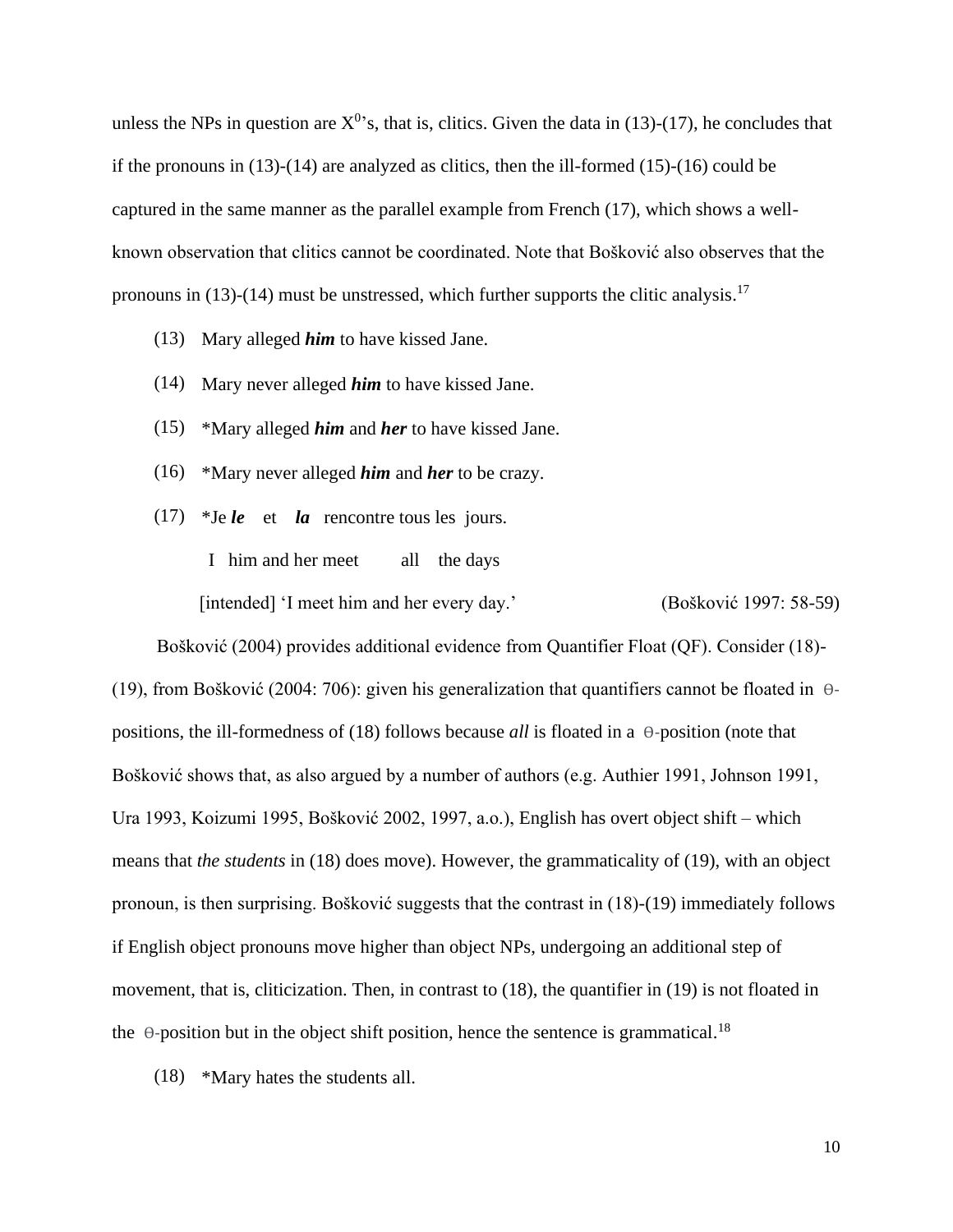unless the NPs in question are $X^0$'s, that is, clitics. Given the data in (13)-(17), he concludes that if the pronouns in (13)-(14) are analyzed as clitics, then the ill-formed (15)-(16) could be captured in the same manner as the parallel example from French (17), which shows a well-known observation that clitics cannot be coordinated. Note that Bošković also observes that the pronouns in (13)-(14) must be unstressed, which further supports the clitic analysis.[17]

(13) Mary alleged ***him*** to have kissed Jane.

(14) Mary never alleged ***him*** to have kissed Jane.

(15) *Mary alleged ***him*** and ***her*** to have kissed Jane.

(16) *Mary never alleged ***him*** and ***her*** to be crazy.

(17) *Je ***le*** et ***la*** rencontre tous les jours.
I him and her meet all the days
[intended] 'I meet him and her every day.' (Bošković 1997: 58-59)

Bošković (2004) provides additional evidence from Quantifier Float (QF). Consider (18)-(19), from Bošković (2004: 706): given his generalization that quantifiers cannot be floated in θ-positions, the ill-formedness of (18) follows because *all* is floated in a θ-position (note that Bošković shows that, as also argued by a number of authors (e.g. Authier 1991, Johnson 1991, Ura 1993, Koizumi 1995, Bošković 2002, 1997, a.o.), English has overt object shift – which means that *the students* in (18) does move). However, the grammaticality of (19), with an object pronoun, is then surprising. Bošković suggests that the contrast in (18)-(19) immediately follows if English object pronouns move higher than object NPs, undergoing an additional step of movement, that is, cliticization. Then, in contrast to (18), the quantifier in (19) is not floated in the θ-position but in the object shift position, hence the sentence is grammatical.[18]

(18) *Mary hates the students all.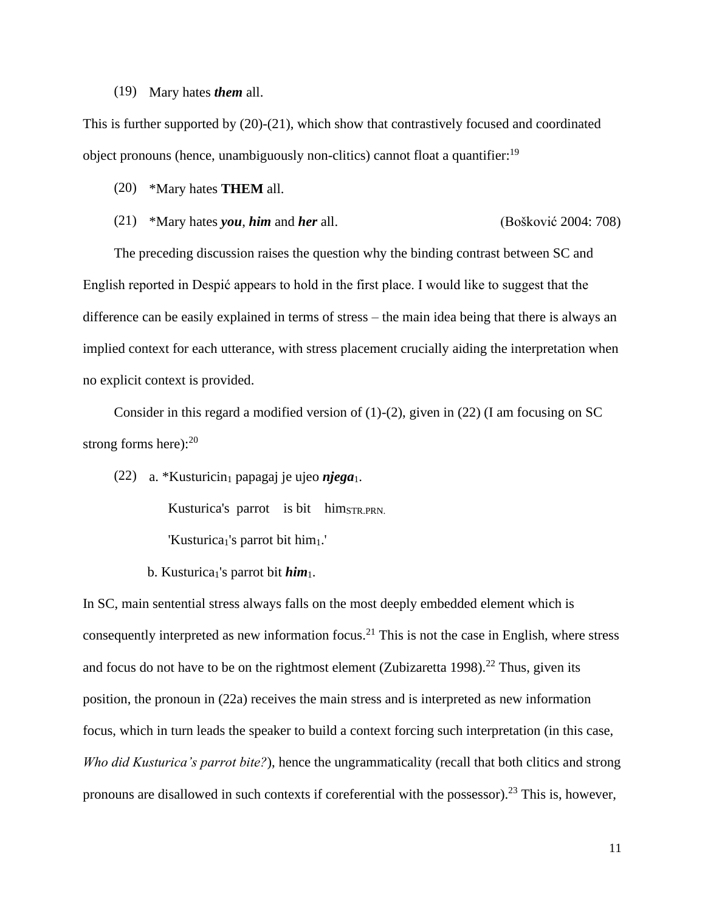(19) Mary hates ***them*** all.

This is further supported by (20)-(21), which show that contrastively focused and coordinated object pronouns (hence, unambiguously non-clitics) cannot float a quantifier:[19]

(20) *Mary hates **THEM** all.

(21) *Mary hates ***you***, ***him*** and ***her*** all. (Bošković 2004: 708)

The preceding discussion raises the question why the binding contrast between SC and English reported in Despić appears to hold in the first place. I would like to suggest that the difference can be easily explained in terms of stress – the main idea being that there is always an implied context for each utterance, with stress placement crucially aiding the interpretation when no explicit context is provided.

Consider in this regard a modified version of (1)-(2), given in (22) (I am focusing on SC strong forms here):[20]

(22) a. *Kusturicin$_1$ papagaj je ujeo ***njega***$_1$.

Kusturica's parrot is bit him$_{\text{STR.PRN.}}$

'Kusturica$_1$'s parrot bit him$_1$.'

b. Kusturica$_1$'s parrot bit ***him***$_1$.

In SC, main sentential stress always falls on the most deeply embedded element which is consequently interpreted as new information focus.[21] This is not the case in English, where stress and focus do not have to be on the rightmost element (Zubizaretta 1998).[22] Thus, given its position, the pronoun in (22a) receives the main stress and is interpreted as new information focus, which in turn leads the speaker to build a context forcing such interpretation (in this case, *Who did Kusturica's parrot bite?*), hence the ungrammaticality (recall that both clitics and strong pronouns are disallowed in such contexts if coreferential with the possessor).[23] This is, however,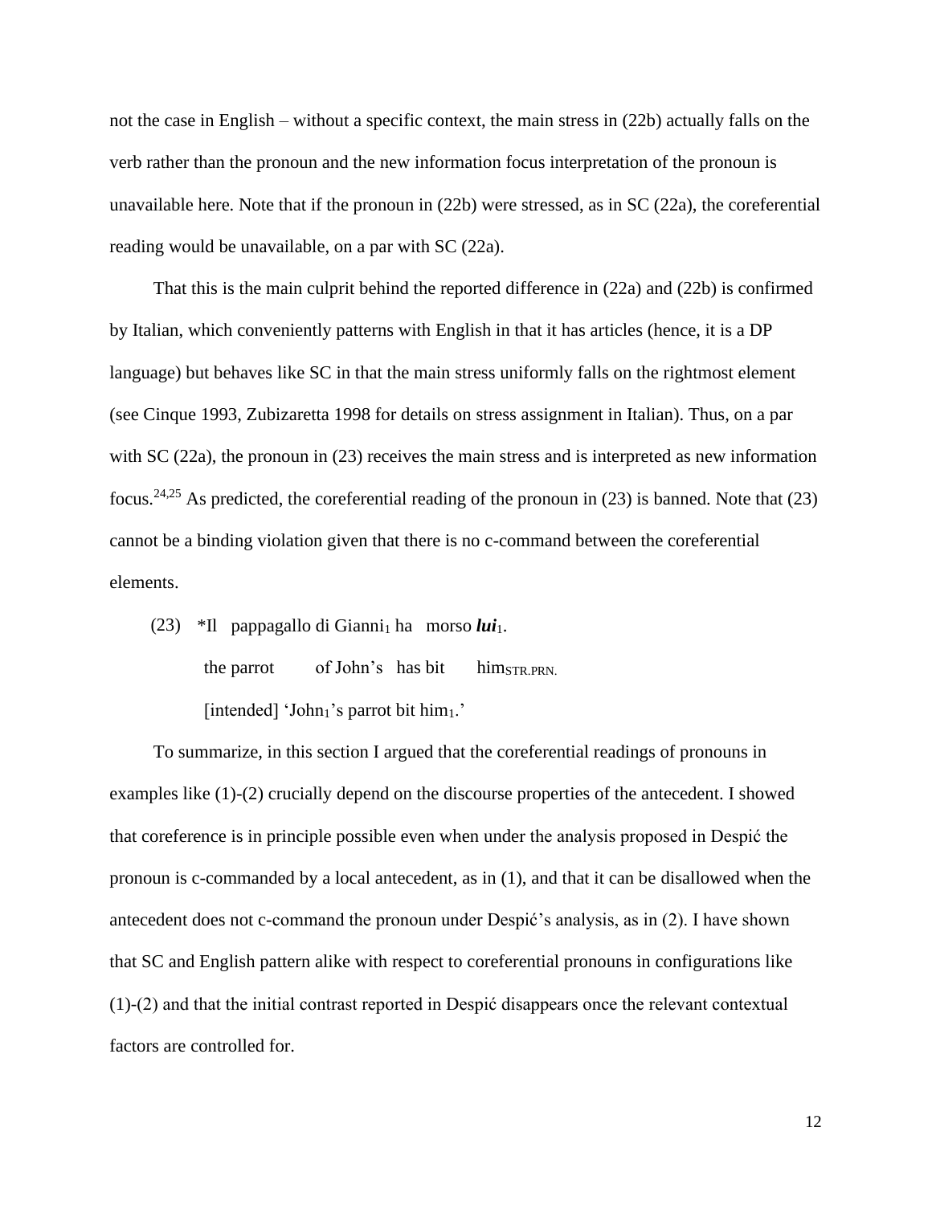not the case in English – without a specific context, the main stress in (22b) actually falls on the verb rather than the pronoun and the new information focus interpretation of the pronoun is unavailable here. Note that if the pronoun in (22b) were stressed, as in SC (22a), the coreferential reading would be unavailable, on a par with SC (22a).

That this is the main culprit behind the reported difference in (22a) and (22b) is confirmed by Italian, which conveniently patterns with English in that it has articles (hence, it is a DP language) but behaves like SC in that the main stress uniformly falls on the rightmost element (see Cinque 1993, Zubizaretta 1998 for details on stress assignment in Italian). Thus, on a par with SC (22a), the pronoun in (23) receives the main stress and is interpreted as new information focus.[24,25] As predicted, the coreferential reading of the pronoun in (23) is banned. Note that (23) cannot be a binding violation given that there is no c-command between the coreferential elements.

(23) *Il pappagallo di Gianni$_1$ ha morso ***lui***$_1$.
the parrot of John's has bit him$_{\text{STR.PRN.}}$
[intended] 'John$_1$'s parrot bit him$_1$.'

To summarize, in this section I argued that the coreferential readings of pronouns in examples like (1)-(2) crucially depend on the discourse properties of the antecedent. I showed that coreference is in principle possible even when under the analysis proposed in Despić the pronoun is c-commanded by a local antecedent, as in (1), and that it can be disallowed when the antecedent does not c-command the pronoun under Despić's analysis, as in (2). I have shown that SC and English pattern alike with respect to coreferential pronouns in configurations like (1)-(2) and that the initial contrast reported in Despić disappears once the relevant contextual factors are controlled for.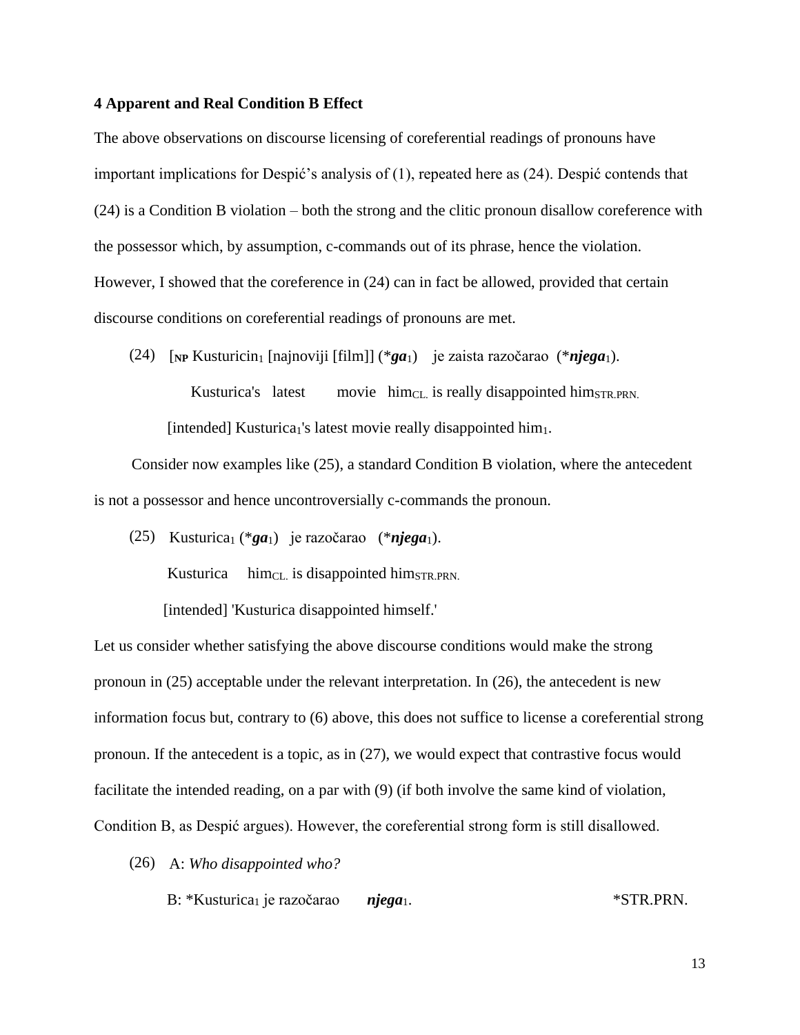**4 Apparent and Real Condition B Effect**

The above observations on discourse licensing of coreferential readings of pronouns have important implications for Despić's analysis of (1), repeated here as (24). Despić contends that (24) is a Condition B violation – both the strong and the clitic pronoun disallow coreference with the possessor which, by assumption, c-commands out of its phrase, hence the violation. However, I showed that the coreference in (24) can in fact be allowed, provided that certain discourse conditions on coreferential readings of pronouns are met.

(24) [**NP** Kusturicin$_1$ [najnoviji [film]] (****ga***$_1$) je zaista razočarao (****njega***$_1$).

Kusturica's latest movie him$_{CL.}$ is really disappointed him$_{STR.PRN.}$

[intended] Kusturica$_1$'s latest movie really disappointed him$_1$.

Consider now examples like (25), a standard Condition B violation, where the antecedent is not a possessor and hence uncontroversially c-commands the pronoun.

(25) Kusturica$_1$ (****ga***$_1$) je razočarao (****njega***$_1$).

Kusturica him$_{CL.}$ is disappointed him$_{STR.PRN.}$

[intended] 'Kusturica disappointed himself.'

Let us consider whether satisfying the above discourse conditions would make the strong pronoun in (25) acceptable under the relevant interpretation. In (26), the antecedent is new information focus but, contrary to (6) above, this does not suffice to license a coreferential strong pronoun. If the antecedent is a topic, as in (27), we would expect that contrastive focus would facilitate the intended reading, on a par with (9) (if both involve the same kind of violation, Condition B, as Despić argues). However, the coreferential strong form is still disallowed.

(26) A: *Who disappointed who?*

B: *Kusturica$_1$ je razočarao ***njega***$_1$. *STR.PRN.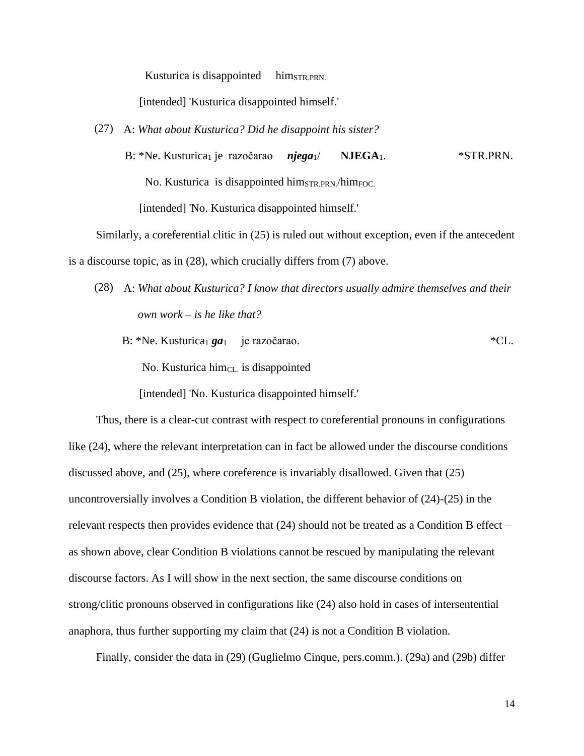Kusturica is disappointed him$_{STR.PRN.}$

[intended] 'Kusturica disappointed himself.'

(27) A: *What about Kusturica? Did he disappoint his sister?*

B: *Ne. Kusturica$_1$ je razočarao ***njega***$_1$/ **NJEGA**$_1$. *STR.PRN.

No. Kusturica is disappointed him$_{STR.PRN.}$/him$_{FOC.}$

[intended] 'No. Kusturica disappointed himself.'

Similarly, a coreferential clitic in (25) is ruled out without exception, even if the antecedent is a discourse topic, as in (28), which crucially differs from (7) above.

(28) A: *What about Kusturica? I know that directors usually admire themselves and their own work – is he like that?*

B: *Ne. Kusturica$_1$ ***ga***$_1$ je razočarao. *CL.

No. Kusturica him$_{CL.}$ is disappointed

[intended] 'No. Kusturica disappointed himself.'

Thus, there is a clear-cut contrast with respect to coreferential pronouns in configurations like (24), where the relevant interpretation can in fact be allowed under the discourse conditions discussed above, and (25), where coreference is invariably disallowed. Given that (25) uncontroversially involves a Condition B violation, the different behavior of (24)-(25) in the relevant respects then provides evidence that (24) should not be treated as a Condition B effect – as shown above, clear Condition B violations cannot be rescued by manipulating the relevant discourse factors. As I will show in the next section, the same discourse conditions on strong/clitic pronouns observed in configurations like (24) also hold in cases of intersentential anaphora, thus further supporting my claim that (24) is not a Condition B violation.

Finally, consider the data in (29) (Guglielmo Cinque, pers.comm.). (29a) and (29b) differ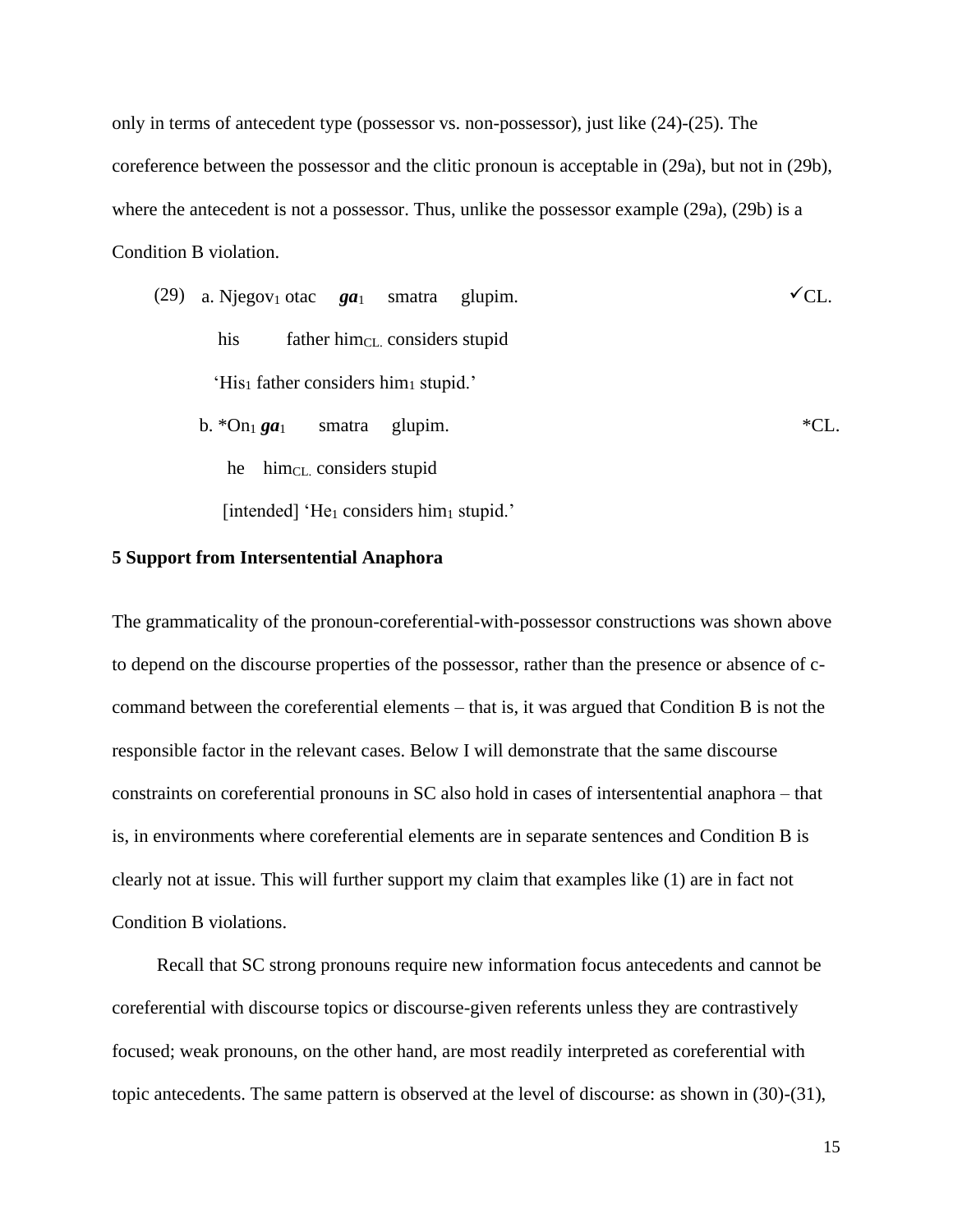only in terms of antecedent type (possessor vs. non-possessor), just like (24)-(25). The coreference between the possessor and the clitic pronoun is acceptable in (29a), but not in (29b), where the antecedent is not a possessor. Thus, unlike the possessor example (29a), (29b) is a Condition B violation.

(29) a. Njegov$_1$ otac ***ga***$_1$ smatra glupim. ✓CL.

his father him$_{CL.}$ considers stupid

'His$_1$ father considers him$_1$ stupid.'

b. *On$_1$ ***ga***$_1$ smatra glupim. *CL.

he him$_{CL.}$ considers stupid

[intended] 'He$_1$ considers him$_1$ stupid.'

**5 Support from Intersentential Anaphora**

The grammaticality of the pronoun-coreferential-with-possessor constructions was shown above to depend on the discourse properties of the possessor, rather than the presence or absence of c-command between the coreferential elements – that is, it was argued that Condition B is not the responsible factor in the relevant cases. Below I will demonstrate that the same discourse constraints on coreferential pronouns in SC also hold in cases of intersentential anaphora – that is, in environments where coreferential elements are in separate sentences and Condition B is clearly not at issue. This will further support my claim that examples like (1) are in fact not Condition B violations.

Recall that SC strong pronouns require new information focus antecedents and cannot be coreferential with discourse topics or discourse-given referents unless they are contrastively focused; weak pronouns, on the other hand, are most readily interpreted as coreferential with topic antecedents. The same pattern is observed at the level of discourse: as shown in (30)-(31),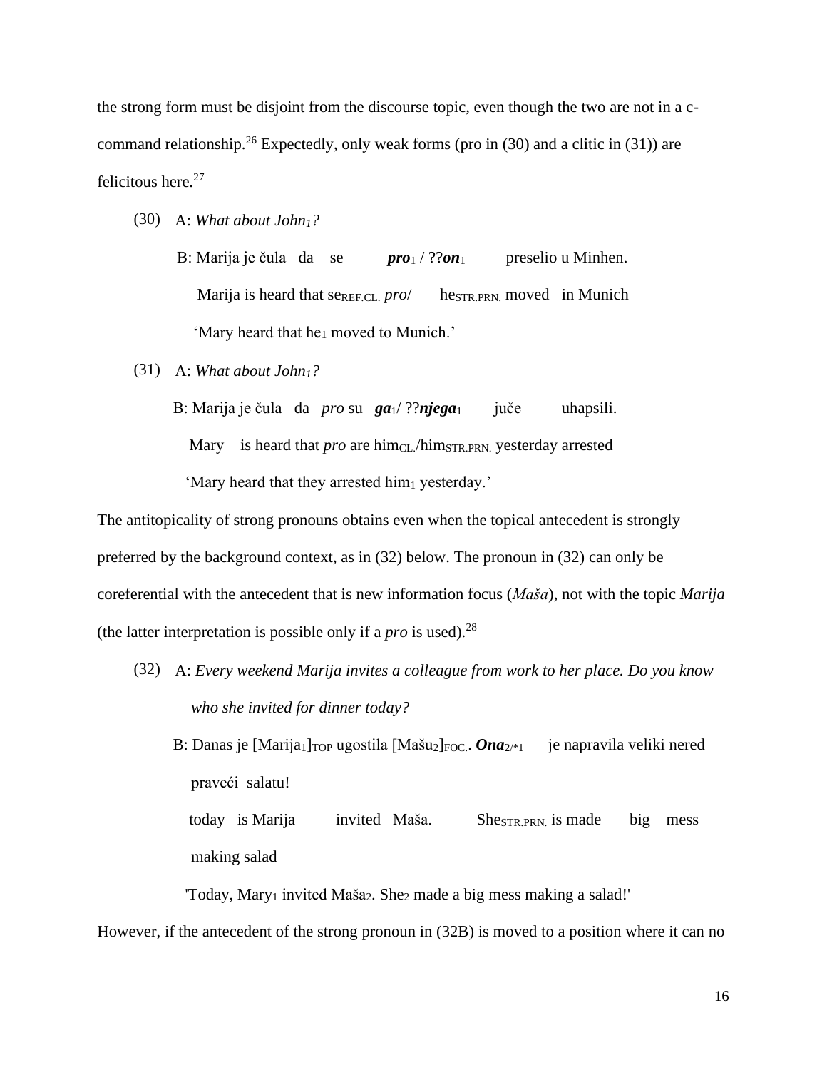the strong form must be disjoint from the discourse topic, even though the two are not in a c-command relationship.[26] Expectedly, only weak forms (pro in (30) and a clitic in (31)) are felicitous here.[27]

(30) A: *What about John₁?*

B: Marija je čula da se ***pro***$_1$ / ??***on***$_1$ preselio u Minhen.

Marija is heard that se$_{REF.CL.}$ *pro*/ he$_{STR.PRN.}$ moved in Munich

'Mary heard that he$_1$ moved to Munich.'

(31) A: *What about John₁?*

B: Marija je čula da *pro* su ***ga***$_1$/ ??***njega***$_1$ juče uhapsili.

Mary is heard that *pro* are him$_{CL.}$/him$_{STR.PRN.}$ yesterday arrested

'Mary heard that they arrested him$_1$ yesterday.'

The antitopicality of strong pronouns obtains even when the topical antecedent is strongly preferred by the background context, as in (32) below. The pronoun in (32) can only be coreferential with the antecedent that is new information focus (*Maša*), not with the topic *Marija* (the latter interpretation is possible only if a *pro* is used).[28]

(32) A: *Every weekend Marija invites a colleague from work to her place. Do you know who she invited for dinner today?*

B: Danas je [Marija$_1$]$_{TOP}$ ugostila [Mašu$_2$]$_{FOC.}$. ***Ona***$_{2/*1}$ je napravila veliki nered praveći salatu!

today is Marija invited Maša. She$_{STR.PRN.}$ is made big mess making salad

'Today, Mary$_1$ invited Maša$_2$. She$_2$ made a big mess making a salad!'

However, if the antecedent of the strong pronoun in (32B) is moved to a position where it can no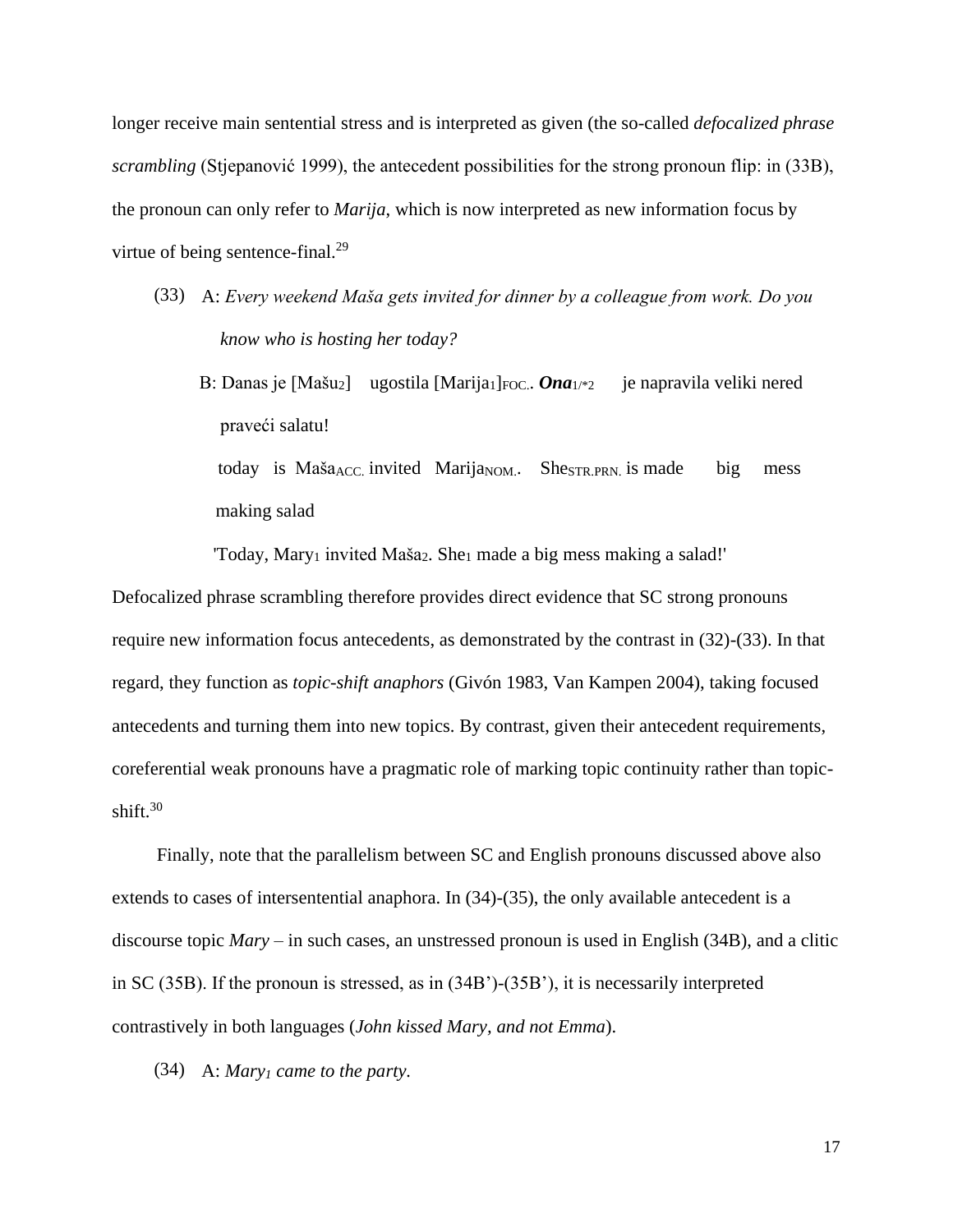longer receive main sentential stress and is interpreted as given (the so-called *defocalized phrase scrambling* (Stjepanović 1999), the antecedent possibilities for the strong pronoun flip: in (33B), the pronoun can only refer to *Marija*, which is now interpreted as new information focus by virtue of being sentence-final.[29]

(33) A: *Every weekend Maša gets invited for dinner by a colleague from work. Do you know who is hosting her today?*

B: Danas je [Mašu$_2$] ugostila [Marija$_1$]$_{FOC.}$. ***Ona***$_{1/*2}$ je napravila veliki nered praveći salatu!

today is Maša$_{ACC.}$ invited Marija$_{NOM.}$. She$_{STR.PRN.}$ is made big mess making salad

'Today, Mary$_1$ invited Maša$_2$. She$_1$ made a big mess making a salad!'

Defocalized phrase scrambling therefore provides direct evidence that SC strong pronouns require new information focus antecedents, as demonstrated by the contrast in (32)-(33). In that regard, they function as *topic-shift anaphors* (Givón 1983, Van Kampen 2004), taking focused antecedents and turning them into new topics. By contrast, given their antecedent requirements, coreferential weak pronouns have a pragmatic role of marking topic continuity rather than topic-shift.[30]

Finally, note that the parallelism between SC and English pronouns discussed above also extends to cases of intersentential anaphora. In (34)-(35), the only available antecedent is a discourse topic *Mary* – in such cases, an unstressed pronoun is used in English (34B), and a clitic in SC (35B). If the pronoun is stressed, as in (34B')-(35B'), it is necessarily interpreted contrastively in both languages (*John kissed Mary, and not Emma*).

(34) A: *Mary$_1$ came to the party.*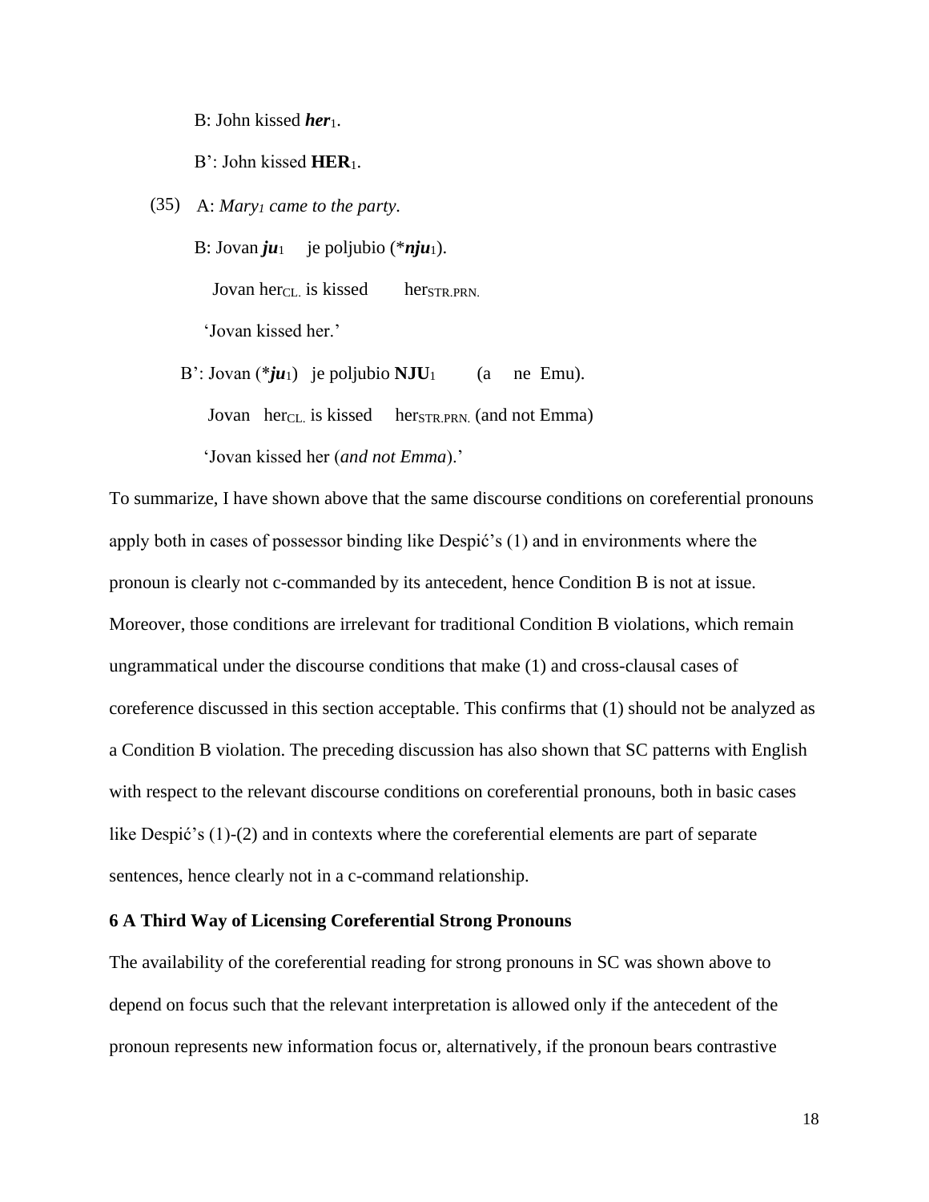B: John kissed ***her***$_1$.

B': John kissed **HER**$_1$.

(35) A: *Mary$_1$ came to the party.*

B: Jovan ***ju***$_1$ je poljubio (\****nju***$_1$).

Jovan her$_{CL.}$ is kissed her$_{STR.PRN.}$

'Jovan kissed her.'

B': Jovan (\****ju***$_1$) je poljubio **NJU**$_1$ (a ne Emu).

Jovan her$_{CL.}$ is kissed her$_{STR.PRN.}$ (and not Emma)

'Jovan kissed her (*and not Emma*).'

To summarize, I have shown above that the same discourse conditions on coreferential pronouns apply both in cases of possessor binding like Despić's (1) and in environments where the pronoun is clearly not c-commanded by its antecedent, hence Condition B is not at issue. Moreover, those conditions are irrelevant for traditional Condition B violations, which remain ungrammatical under the discourse conditions that make (1) and cross-clausal cases of coreference discussed in this section acceptable. This confirms that (1) should not be analyzed as a Condition B violation. The preceding discussion has also shown that SC patterns with English with respect to the relevant discourse conditions on coreferential pronouns, both in basic cases like Despić's (1)-(2) and in contexts where the coreferential elements are part of separate sentences, hence clearly not in a c-command relationship.

## 6 A Third Way of Licensing Coreferential Strong Pronouns

The availability of the coreferential reading for strong pronouns in SC was shown above to depend on focus such that the relevant interpretation is allowed only if the antecedent of the pronoun represents new information focus or, alternatively, if the pronoun bears contrastive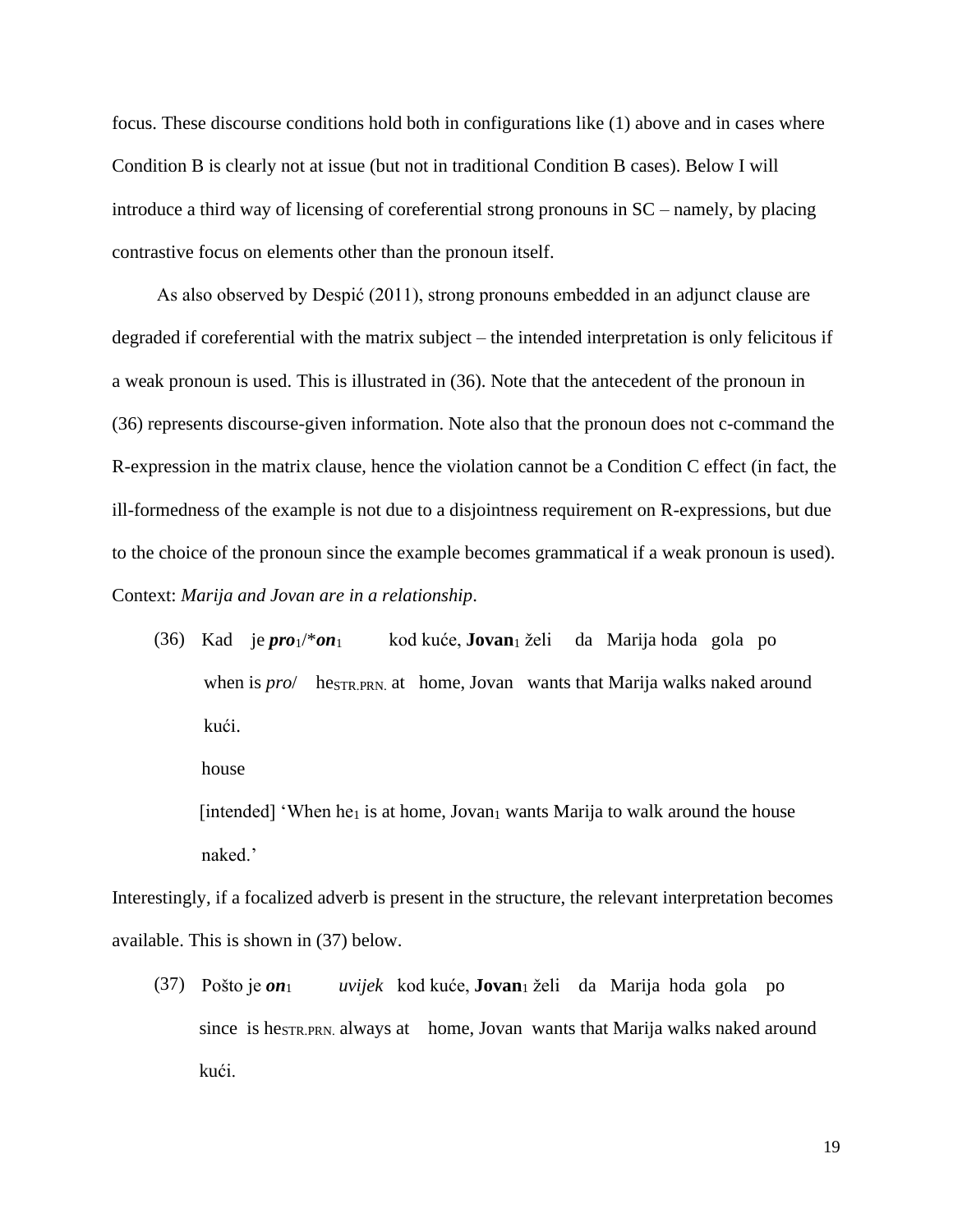focus. These discourse conditions hold both in configurations like (1) above and in cases where Condition B is clearly not at issue (but not in traditional Condition B cases). Below I will introduce a third way of licensing of coreferential strong pronouns in SC – namely, by placing contrastive focus on elements other than the pronoun itself.

As also observed by Despić (2011), strong pronouns embedded in an adjunct clause are degraded if coreferential with the matrix subject – the intended interpretation is only felicitous if a weak pronoun is used. This is illustrated in (36). Note that the antecedent of the pronoun in (36) represents discourse-given information. Note also that the pronoun does not c-command the R-expression in the matrix clause, hence the violation cannot be a Condition C effect (in fact, the ill-formedness of the example is not due to a disjointness requirement on R-expressions, but due to the choice of the pronoun since the example becomes grammatical if a weak pronoun is used). Context: *Marija and Jovan are in a relationship*.

(36) Kad je ***pro***$_1$/\****on***$_1$ kod kuće, **Jovan**$_1$ želi da Marija hoda gola po
when is *pro*/ he$_{\text{STR.PRN.}}$ at home, Jovan wants that Marija walks naked around
kući.
house
[intended] 'When he$_1$ is at home, Jovan$_1$ wants Marija to walk around the house naked.'

Interestingly, if a focalized adverb is present in the structure, the relevant interpretation becomes available. This is shown in (37) below.

(37) Pošto je ***on***$_1$ *uvijek* kod kuće, **Jovan**$_1$ želi da Marija hoda gola po
since is he$_{\text{STR.PRN.}}$ always at home, Jovan wants that Marija walks naked around
kući.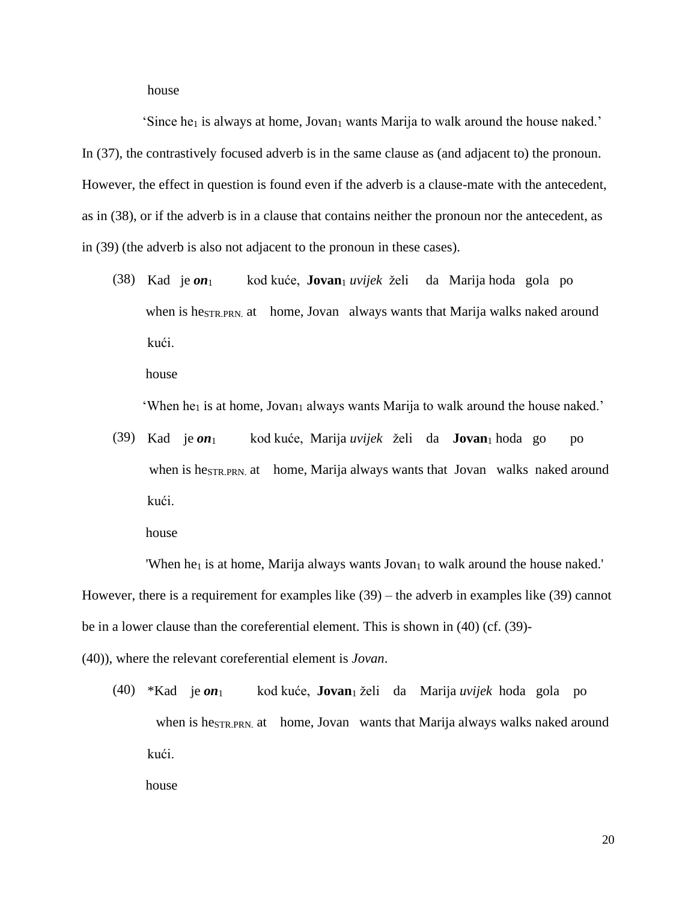house

'Since he$_1$ is always at home, Jovan$_1$ wants Marija to walk around the house naked.'

In (37), the contrastively focused adverb is in the same clause as (and adjacent to) the pronoun. However, the effect in question is found even if the adverb is a clause-mate with the antecedent, as in (38), or if the adverb is in a clause that contains neither the pronoun nor the antecedent, as in (39) (the adverb is also not adjacent to the pronoun in these cases).

(38) Kad je ***on***$_1$ kod kuće, **Jovan**$_1$ *uvijek* želi da Marija hoda gola po kući.

when is he$_{STR.PRN.}$ at home, Jovan always wants that Marija walks naked around house

'When he$_1$ is at home, Jovan$_1$ always wants Marija to walk around the house naked.'

(39) Kad je ***on***$_1$ kod kuće, Marija *uvijek* želi da **Jovan**$_1$ hoda go po kući.

when is he$_{STR.PRN.}$ at home, Marija always wants that Jovan walks naked around house

'When he$_1$ is at home, Marija always wants Jovan$_1$ to walk around the house naked.'

However, there is a requirement for examples like (39) – the adverb in examples like (39) cannot be in a lower clause than the coreferential element. This is shown in (40) (cf. (39)-(40)), where the relevant coreferential element is *Jovan*.

(40) \*Kad je ***on***$_1$ kod kuće, **Jovan**$_1$ želi da Marija *uvijek* hoda gola po kući.

when is he$_{STR.PRN.}$ at home, Jovan wants that Marija always walks naked around house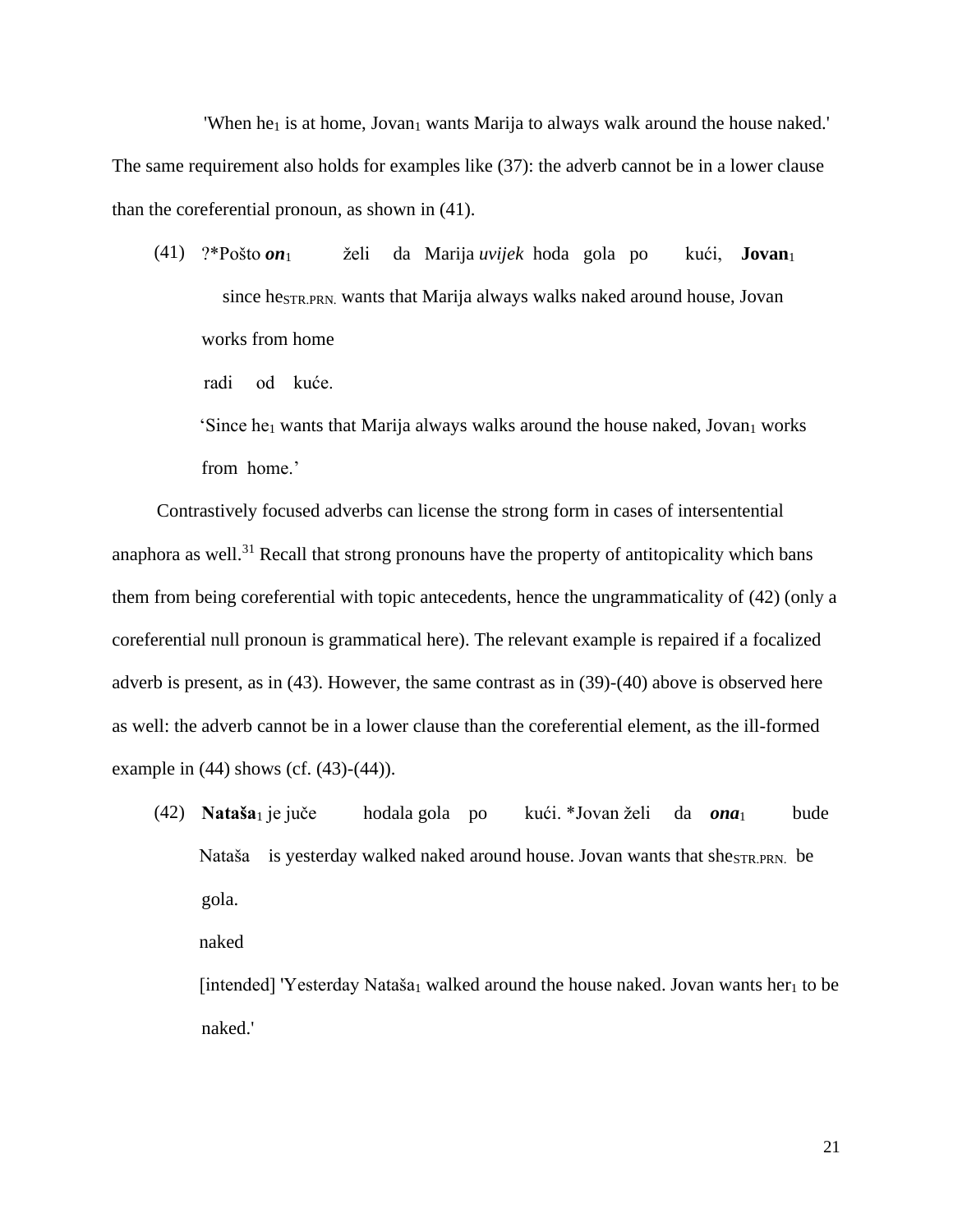'When he$_1$ is at home, Jovan$_1$ wants Marija to always walk around the house naked.'

The same requirement also holds for examples like (37): the adverb cannot be in a lower clause than the coreferential pronoun, as shown in (41).

(41) ?*Pošto ***on***$_1$ želi da Marija *uvijek* hoda gola po kući, **Jovan**$_1$ radi od kuće.

since he$_{STR.PRN.}$ wants that Marija always walks naked around house, Jovan works from home

'Since he$_1$ wants that Marija always walks around the house naked, Jovan$_1$ works from home.'

Contrastively focused adverbs can license the strong form in cases of intersentential anaphora as well.[31] Recall that strong pronouns have the property of antitopicality which bans them from being coreferential with topic antecedents, hence the ungrammaticality of (42) (only a coreferential null pronoun is grammatical here). The relevant example is repaired if a focalized adverb is present, as in (43). However, the same contrast as in (39)-(40) above is observed here as well: the adverb cannot be in a lower clause than the coreferential element, as the ill-formed example in (44) shows (cf. (43)-(44)).

(42) **Nataša**$_1$ je juče hodala gola po kući. *Jovan želi da ***ona***$_1$ bude gola.

Nataša is yesterday walked naked around house. Jovan wants that she$_{STR.PRN.}$ be naked

[intended] 'Yesterday Nataša$_1$ walked around the house naked. Jovan wants her$_1$ to be naked.'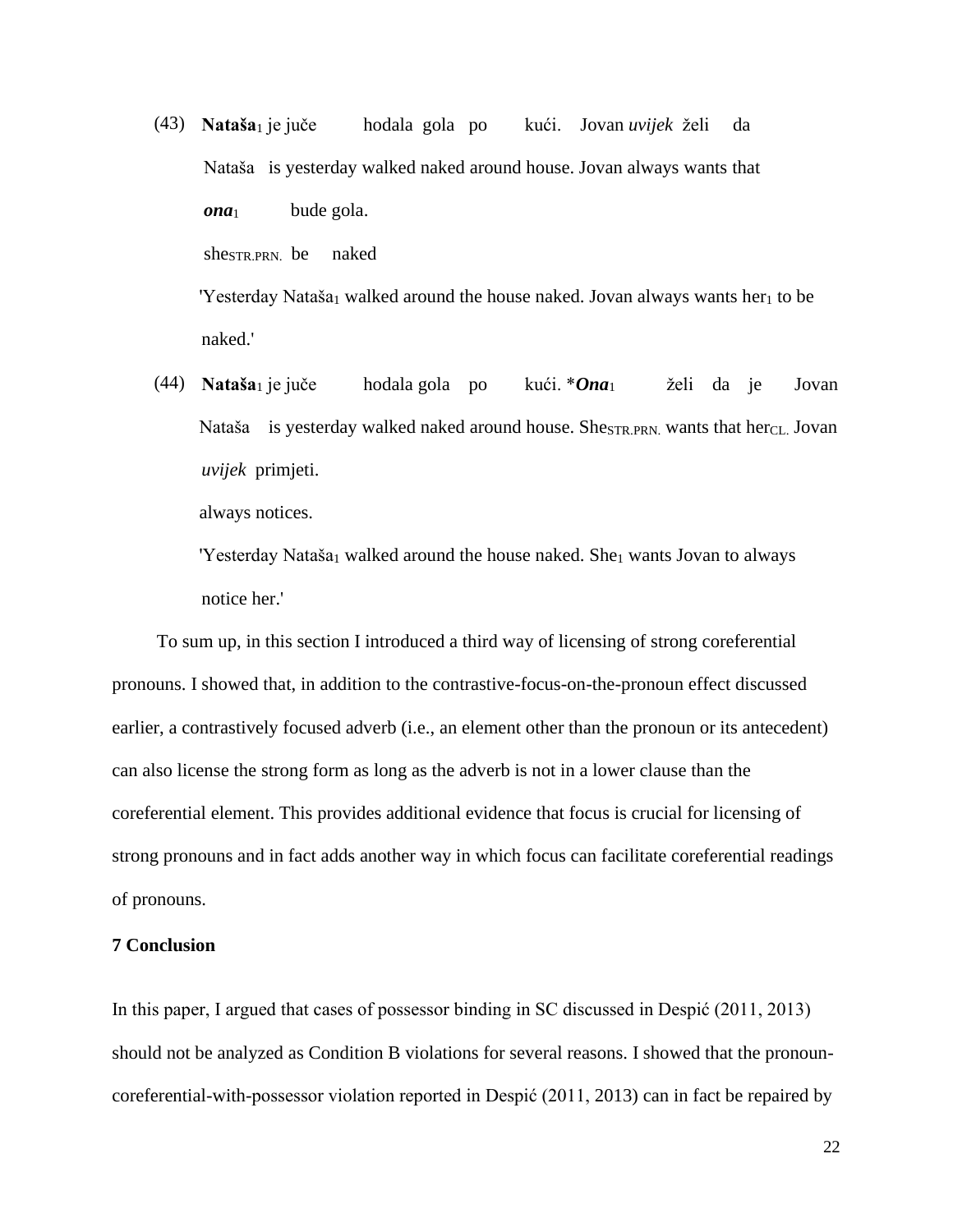(43) **Nataša**$_1$ je juče hodala gola po kući. Jovan *uvijek* želi da
Nataša is yesterday walked naked around house. Jovan always wants that
***ona***$_1$ bude gola.
she$_{STR.PRN.}$ be naked
'Yesterday Nataša$_1$ walked around the house naked. Jovan always wants her$_1$ to be naked.'

(44) **Nataša**$_1$ je juče hodala gola po kući. \****Ona***$_1$ želi da je Jovan
Nataša is yesterday walked naked around house. She$_{STR.PRN.}$ wants that her$_{CL.}$ Jovan
*uvijek* primjeti.
always notices.
'Yesterday Nataša$_1$ walked around the house naked. She$_1$ wants Jovan to always notice her.'

To sum up, in this section I introduced a third way of licensing of strong coreferential pronouns. I showed that, in addition to the contrastive-focus-on-the-pronoun effect discussed earlier, a contrastively focused adverb (i.e., an element other than the pronoun or its antecedent) can also license the strong form as long as the adverb is not in a lower clause than the coreferential element. This provides additional evidence that focus is crucial for licensing of strong pronouns and in fact adds another way in which focus can facilitate coreferential readings of pronouns.

## 7 Conclusion

In this paper, I argued that cases of possessor binding in SC discussed in Despić (2011, 2013) should not be analyzed as Condition B violations for several reasons. I showed that the pronoun-coreferential-with-possessor violation reported in Despić (2011, 2013) can in fact be repaired by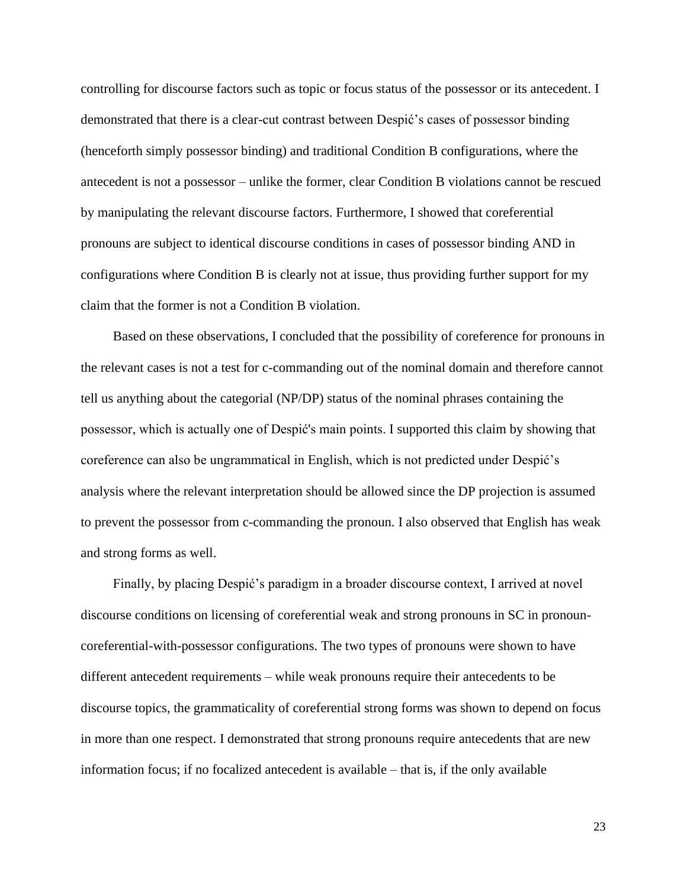controlling for discourse factors such as topic or focus status of the possessor or its antecedent. I demonstrated that there is a clear-cut contrast between Despić's cases of possessor binding (henceforth simply possessor binding) and traditional Condition B configurations, where the antecedent is not a possessor – unlike the former, clear Condition B violations cannot be rescued by manipulating the relevant discourse factors. Furthermore, I showed that coreferential pronouns are subject to identical discourse conditions in cases of possessor binding AND in configurations where Condition B is clearly not at issue, thus providing further support for my claim that the former is not a Condition B violation.

Based on these observations, I concluded that the possibility of coreference for pronouns in the relevant cases is not a test for c-commanding out of the nominal domain and therefore cannot tell us anything about the categorial (NP/DP) status of the nominal phrases containing the possessor, which is actually one of Despić's main points. I supported this claim by showing that coreference can also be ungrammatical in English, which is not predicted under Despić's analysis where the relevant interpretation should be allowed since the DP projection is assumed to prevent the possessor from c-commanding the pronoun. I also observed that English has weak and strong forms as well.

Finally, by placing Despić's paradigm in a broader discourse context, I arrived at novel discourse conditions on licensing of coreferential weak and strong pronouns in SC in pronoun-coreferential-with-possessor configurations. The two types of pronouns were shown to have different antecedent requirements – while weak pronouns require their antecedents to be discourse topics, the grammaticality of coreferential strong forms was shown to depend on focus in more than one respect. I demonstrated that strong pronouns require antecedents that are new information focus; if no focalized antecedent is available – that is, if the only available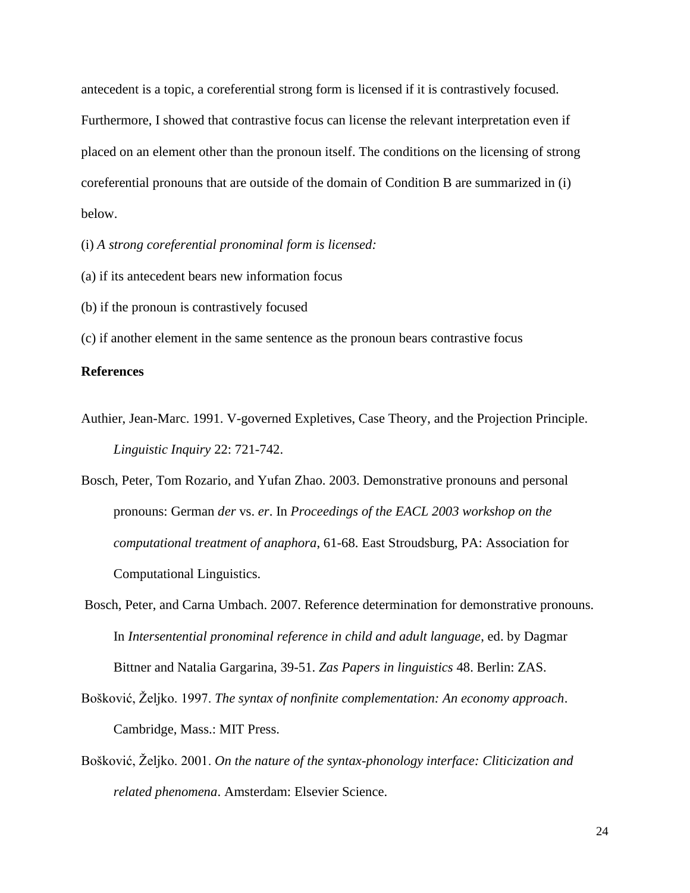antecedent is a topic, a coreferential strong form is licensed if it is contrastively focused. Furthermore, I showed that contrastive focus can license the relevant interpretation even if placed on an element other than the pronoun itself. The conditions on the licensing of strong coreferential pronouns that are outside of the domain of Condition B are summarized in (i) below.

(i) *A strong coreferential pronominal form is licensed:*

(a) if its antecedent bears new information focus

(b) if the pronoun is contrastively focused

(c) if another element in the same sentence as the pronoun bears contrastive focus

**References**

Authier, Jean-Marc. 1991. V-governed Expletives, Case Theory, and the Projection Principle. *Linguistic Inquiry* 22: 721-742.

Bosch, Peter, Tom Rozario, and Yufan Zhao. 2003. Demonstrative pronouns and personal pronouns: German *der* vs. *er*. In *Proceedings of the EACL 2003 workshop on the computational treatment of anaphora*, 61-68. East Stroudsburg, PA: Association for Computational Linguistics.

Bosch, Peter, and Carna Umbach. 2007. Reference determination for demonstrative pronouns. In *Intersentential pronominal reference in child and adult language*, ed. by Dagmar Bittner and Natalia Gargarina, 39-51. *Zas Papers in linguistics* 48. Berlin: ZAS.

Bošković, Željko. 1997. *The syntax of nonfinite complementation: An economy approach*. Cambridge, Mass.: MIT Press.

Bošković, Željko. 2001. *On the nature of the syntax-phonology interface: Cliticization and related phenomena*. Amsterdam: Elsevier Science.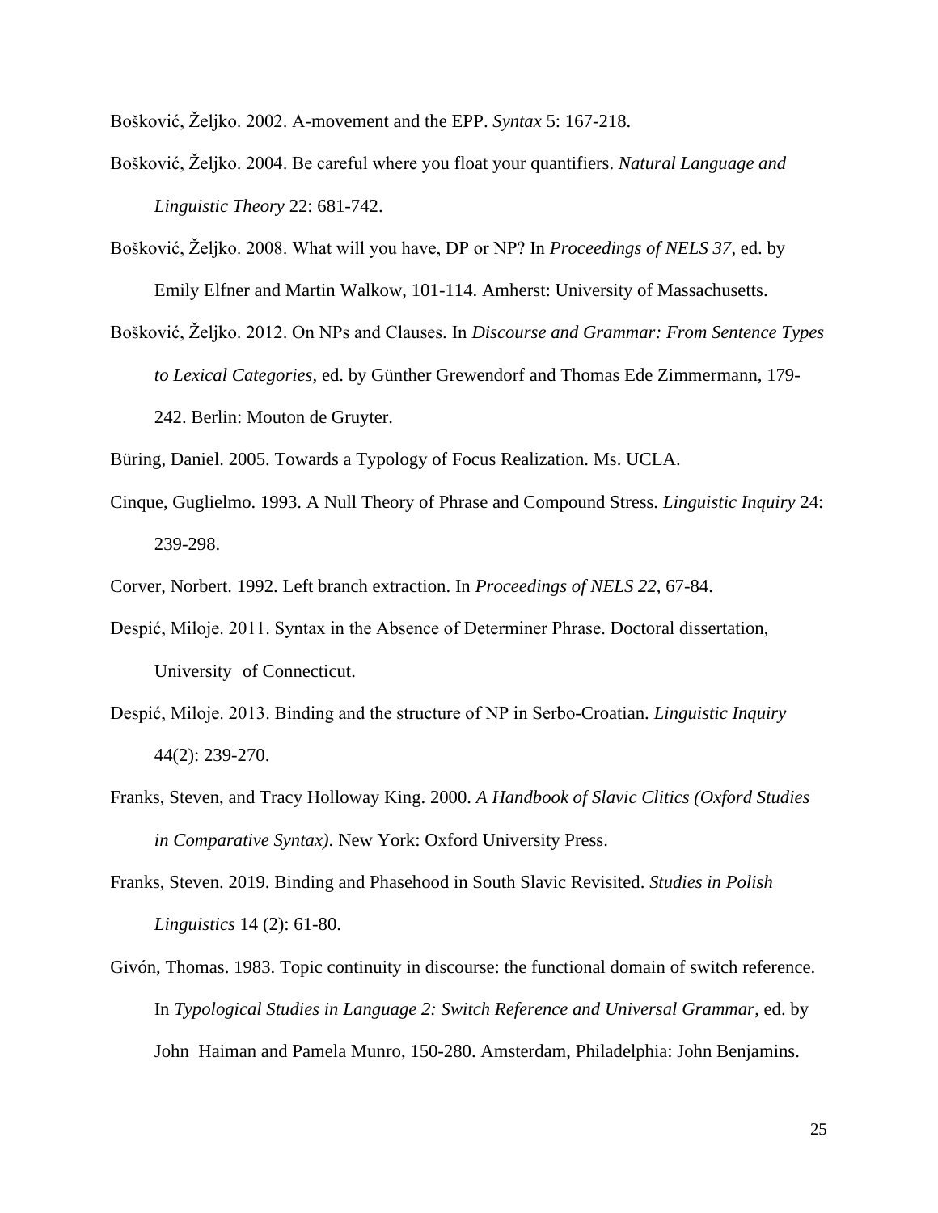Bošković, Željko. 2002. A-movement and the EPP. *Syntax* 5: 167-218.

Bošković, Željko. 2004. Be careful where you float your quantifiers. *Natural Language and Linguistic Theory* 22: 681-742.

Bošković, Željko. 2008. What will you have, DP or NP? In *Proceedings of NELS 37*, ed. by Emily Elfner and Martin Walkow, 101-114. Amherst: University of Massachusetts.

Bošković, Željko. 2012. On NPs and Clauses. In *Discourse and Grammar: From Sentence Types to Lexical Categories*, ed. by Günther Grewendorf and Thomas Ede Zimmermann, 179-242. Berlin: Mouton de Gruyter.

Büring, Daniel. 2005. Towards a Typology of Focus Realization. Ms. UCLA.

Cinque, Guglielmo. 1993. A Null Theory of Phrase and Compound Stress. *Linguistic Inquiry* 24: 239-298.

Corver, Norbert. 1992. Left branch extraction. In *Proceedings of NELS 22*, 67-84.

Despić, Miloje. 2011. Syntax in the Absence of Determiner Phrase. Doctoral dissertation, University of Connecticut.

Despić, Miloje. 2013. Binding and the structure of NP in Serbo-Croatian. *Linguistic Inquiry* 44(2): 239-270.

Franks, Steven, and Tracy Holloway King. 2000. *A Handbook of Slavic Clitics (Oxford Studies in Comparative Syntax)*. New York: Oxford University Press.

Franks, Steven. 2019. Binding and Phasehood in South Slavic Revisited. *Studies in Polish Linguistics* 14 (2): 61-80.

Givón, Thomas. 1983. Topic continuity in discourse: the functional domain of switch reference. In *Typological Studies in Language 2: Switch Reference and Universal Grammar*, ed. by John Haiman and Pamela Munro, 150-280. Amsterdam, Philadelphia: John Benjamins.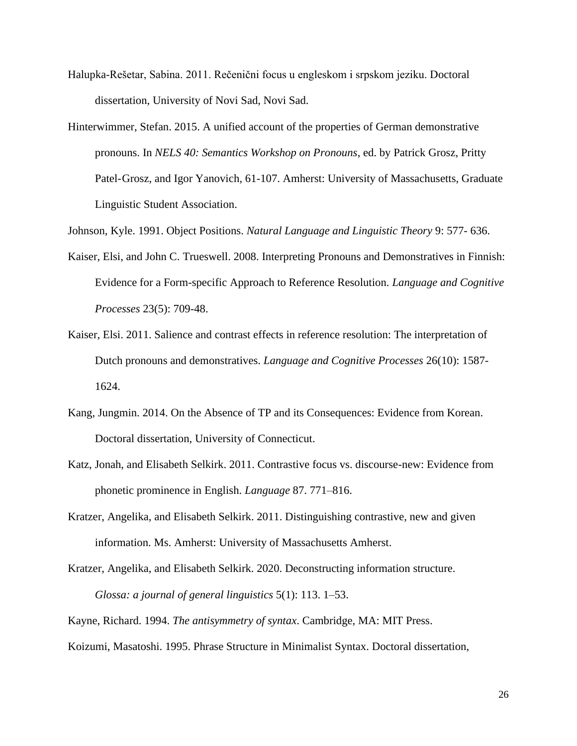Halupka-Rešetar, Sabina. 2011. Rečenični focus u engleskom i srpskom jeziku. Doctoral dissertation, University of Novi Sad, Novi Sad.

Hinterwimmer, Stefan. 2015. A unified account of the properties of German demonstrative pronouns. In *NELS 40: Semantics Workshop on Pronouns*, ed. by Patrick Grosz, Pritty Patel-Grosz, and Igor Yanovich, 61-107. Amherst: University of Massachusetts, Graduate Linguistic Student Association.

Johnson, Kyle. 1991. Object Positions. *Natural Language and Linguistic Theory* 9: 577- 636.

Kaiser, Elsi, and John C. Trueswell. 2008. Interpreting Pronouns and Demonstratives in Finnish: Evidence for a Form-specific Approach to Reference Resolution. *Language and Cognitive Processes* 23(5): 709-48.

Kaiser, Elsi. 2011. Salience and contrast effects in reference resolution: The interpretation of Dutch pronouns and demonstratives. *Language and Cognitive Processes* 26(10): 1587-1624.

Kang, Jungmin. 2014. On the Absence of TP and its Consequences: Evidence from Korean. Doctoral dissertation, University of Connecticut.

Katz, Jonah, and Elisabeth Selkirk. 2011. Contrastive focus vs. discourse-new: Evidence from phonetic prominence in English. *Language* 87. 771–816.

Kratzer, Angelika, and Elisabeth Selkirk. 2011. Distinguishing contrastive, new and given information. Ms. Amherst: University of Massachusetts Amherst.

Kratzer, Angelika, and Elisabeth Selkirk. 2020. Deconstructing information structure. *Glossa: a journal of general linguistics* 5(1): 113. 1–53.

Kayne, Richard. 1994. *The antisymmetry of syntax*. Cambridge, MA: MIT Press.

Koizumi, Masatoshi. 1995. Phrase Structure in Minimalist Syntax. Doctoral dissertation,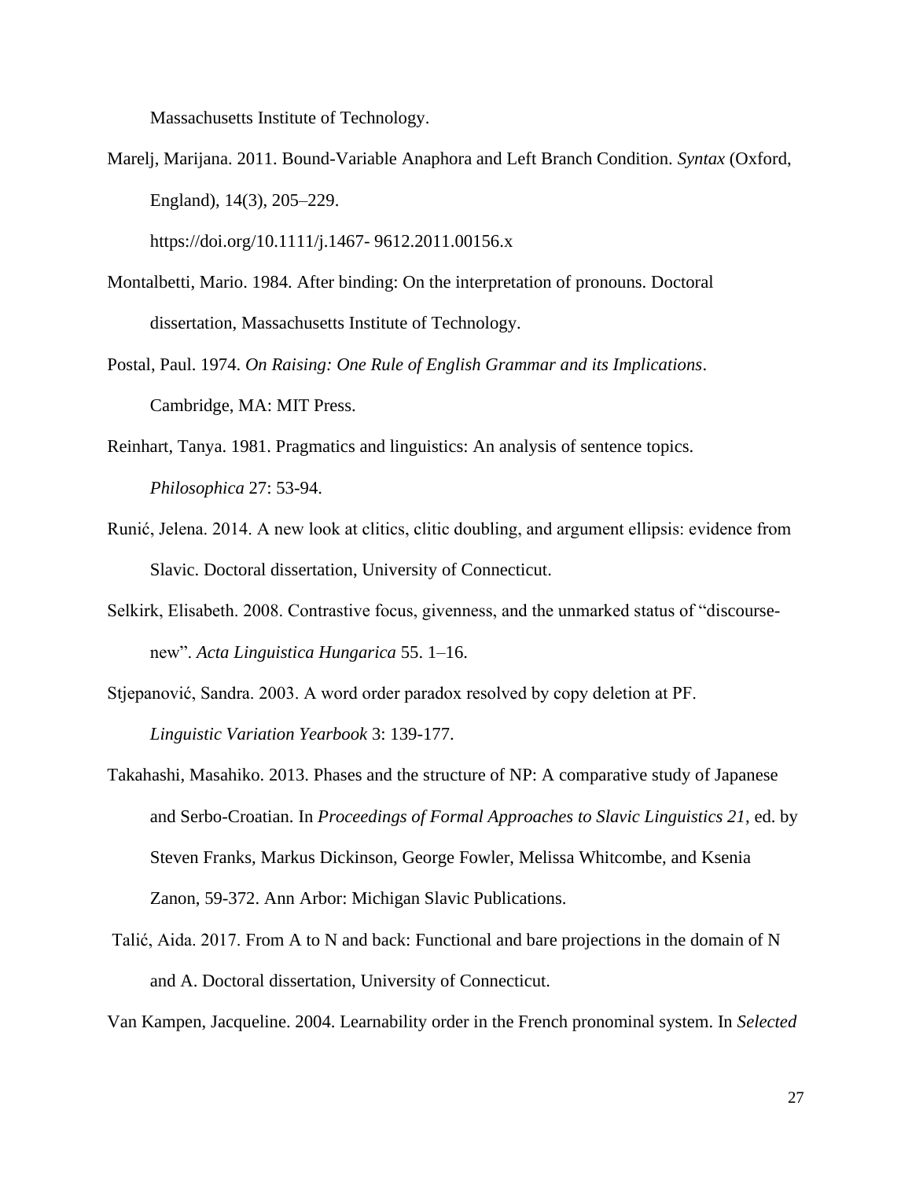Massachusetts Institute of Technology.

Marelj, Marijana. 2011. Bound-Variable Anaphora and Left Branch Condition. *Syntax* (Oxford, England), 14(3), 205–229. https://doi.org/10.1111/j.1467- 9612.2011.00156.x

Montalbetti, Mario. 1984. After binding: On the interpretation of pronouns. Doctoral dissertation, Massachusetts Institute of Technology.

Postal, Paul. 1974. *On Raising: One Rule of English Grammar and its Implications*. Cambridge, MA: MIT Press.

Reinhart, Tanya. 1981. Pragmatics and linguistics: An analysis of sentence topics. *Philosophica* 27: 53-94.

Runić, Jelena. 2014. A new look at clitics, clitic doubling, and argument ellipsis: evidence from Slavic. Doctoral dissertation, University of Connecticut.

Selkirk, Elisabeth. 2008. Contrastive focus, givenness, and the unmarked status of "discourse-new". *Acta Linguistica Hungarica* 55. 1–16.

Stjepanović, Sandra. 2003. A word order paradox resolved by copy deletion at PF. *Linguistic Variation Yearbook* 3: 139-177.

Takahashi, Masahiko. 2013. Phases and the structure of NP: A comparative study of Japanese and Serbo-Croatian. In *Proceedings of Formal Approaches to Slavic Linguistics 21*, ed. by Steven Franks, Markus Dickinson, George Fowler, Melissa Whitcombe, and Ksenia Zanon, 59-372. Ann Arbor: Michigan Slavic Publications.

Talić, Aida. 2017. From A to N and back: Functional and bare projections in the domain of N and A. Doctoral dissertation, University of Connecticut.

Van Kampen, Jacqueline. 2004. Learnability order in the French pronominal system. In *Selected*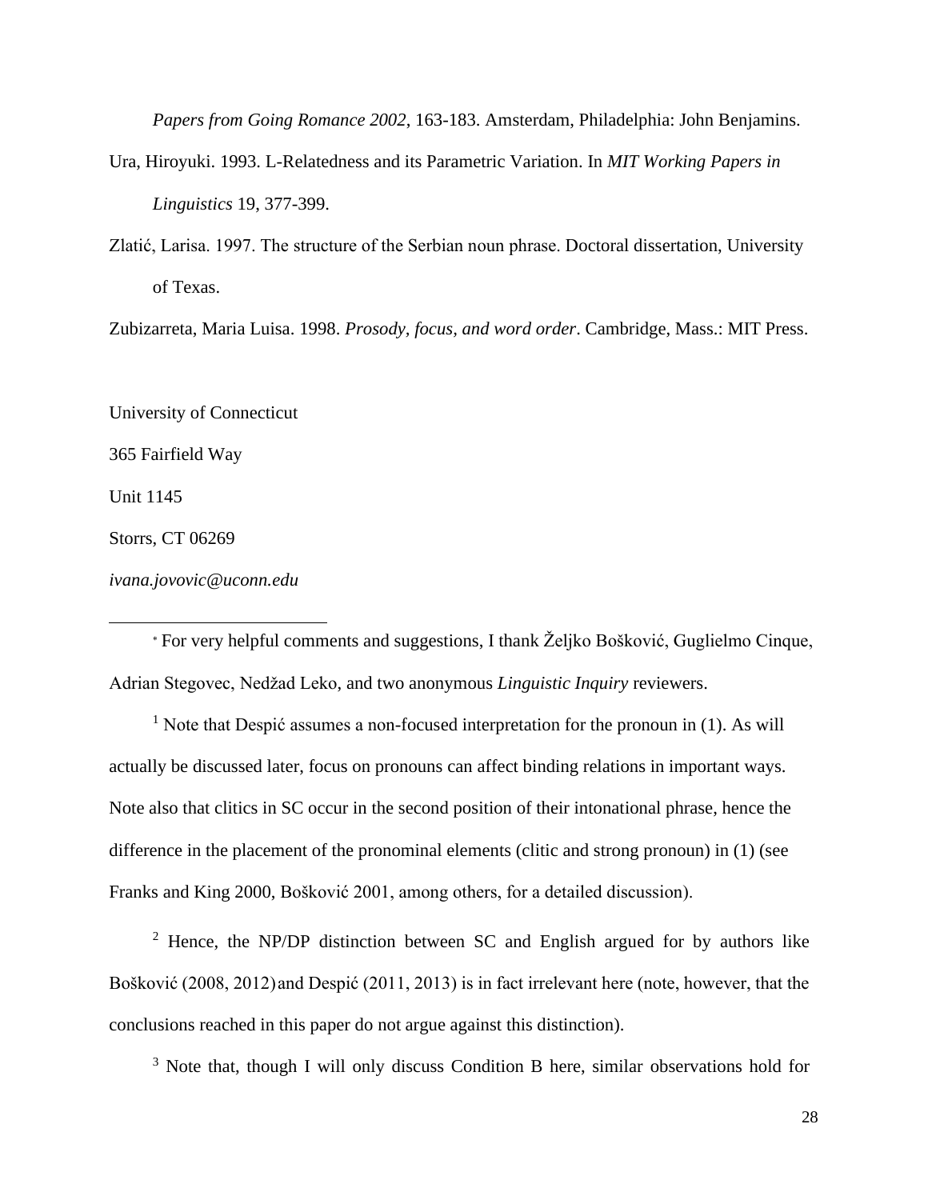*Papers from Going Romance 2002*, 163-183. Amsterdam, Philadelphia: John Benjamins.

Ura, Hiroyuki. 1993. L-Relatedness and its Parametric Variation. In *MIT Working Papers in Linguistics* 19, 377-399.

Zlatić, Larisa. 1997. The structure of the Serbian noun phrase. Doctoral dissertation, University of Texas.

Zubizarreta, Maria Luisa. 1998. *Prosody, focus, and word order*. Cambridge, Mass.: MIT Press.

University of Connecticut

365 Fairfield Way

Unit 1145

Storrs, CT 06269

*ivana.jovovic@uconn.edu*

---

[*] For very helpful comments and suggestions, I thank Željko Bošković, Guglielmo Cinque, Adrian Stegovec, Nedžad Leko, and two anonymous *Linguistic Inquiry* reviewers.

[1] Note that Despić assumes a non-focused interpretation for the pronoun in (1). As will actually be discussed later, focus on pronouns can affect binding relations in important ways. Note also that clitics in SC occur in the second position of their intonational phrase, hence the difference in the placement of the pronominal elements (clitic and strong pronoun) in (1) (see Franks and King 2000, Bošković 2001, among others, for a detailed discussion).

[2] Hence, the NP/DP distinction between SC and English argued for by authors like Bošković (2008, 2012) and Despić (2011, 2013) is in fact irrelevant here (note, however, that the conclusions reached in this paper do not argue against this distinction).

[3] Note that, though I will only discuss Condition B here, similar observations hold for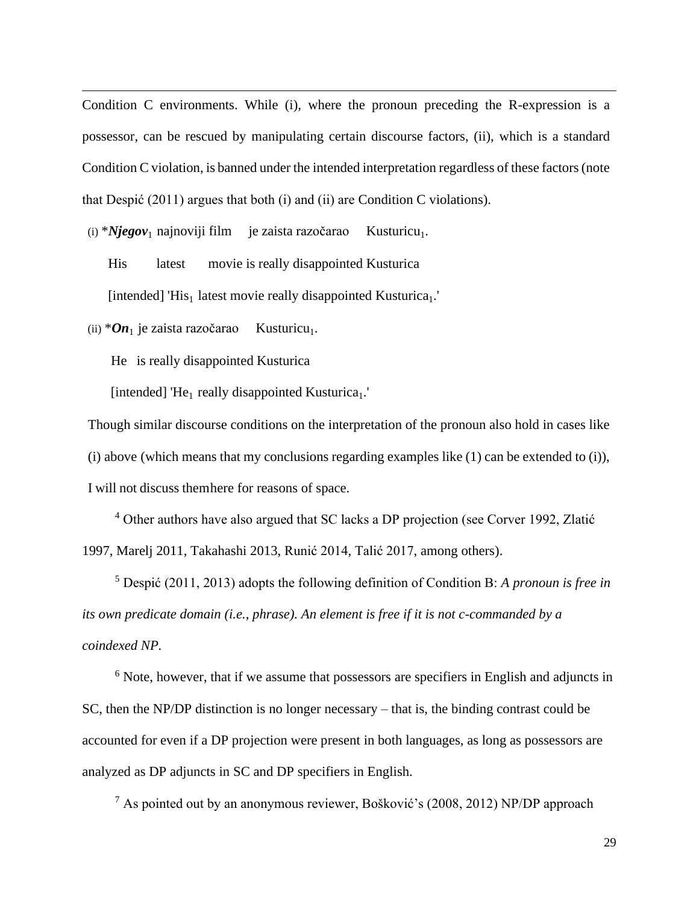Condition C environments. While (i), where the pronoun preceding the R-expression is a possessor, can be rescued by manipulating certain discourse factors, (ii), which is a standard Condition C violation, is banned under the intended interpretation regardless of these factors (note that Despić (2011) argues that both (i) and (ii) are Condition C violations).

(i) ****Njegov***$_1$ najnoviji film je zaista razočarao Kusturicu$_1$.

His latest movie is really disappointed Kusturica

[intended] 'His$_1$ latest movie really disappointed Kusturica$_1$.'

(ii) ****On***$_1$ je zaista razočarao Kusturicu$_1$.

He is really disappointed Kusturica

[intended] 'He$_1$ really disappointed Kusturica$_1$.'

Though similar discourse conditions on the interpretation of the pronoun also hold in cases like (i) above (which means that my conclusions regarding examples like (1) can be extended to (i)), I will not discuss them here for reasons of space.

[4] Other authors have also argued that SC lacks a DP projection (see Corver 1992, Zlatić 1997, Marelj 2011, Takahashi 2013, Runić 2014, Talić 2017, among others).

[5] Despić (2011, 2013) adopts the following definition of Condition B: *A pronoun is free in its own predicate domain (i.e., phrase). An element is free if it is not c-commanded by a coindexed NP*.

[6] Note, however, that if we assume that possessors are specifiers in English and adjuncts in SC, then the NP/DP distinction is no longer necessary – that is, the binding contrast could be accounted for even if a DP projection were present in both languages, as long as possessors are analyzed as DP adjuncts in SC and DP specifiers in English.

[7] As pointed out by an anonymous reviewer, Bošković's (2008, 2012) NP/DP approach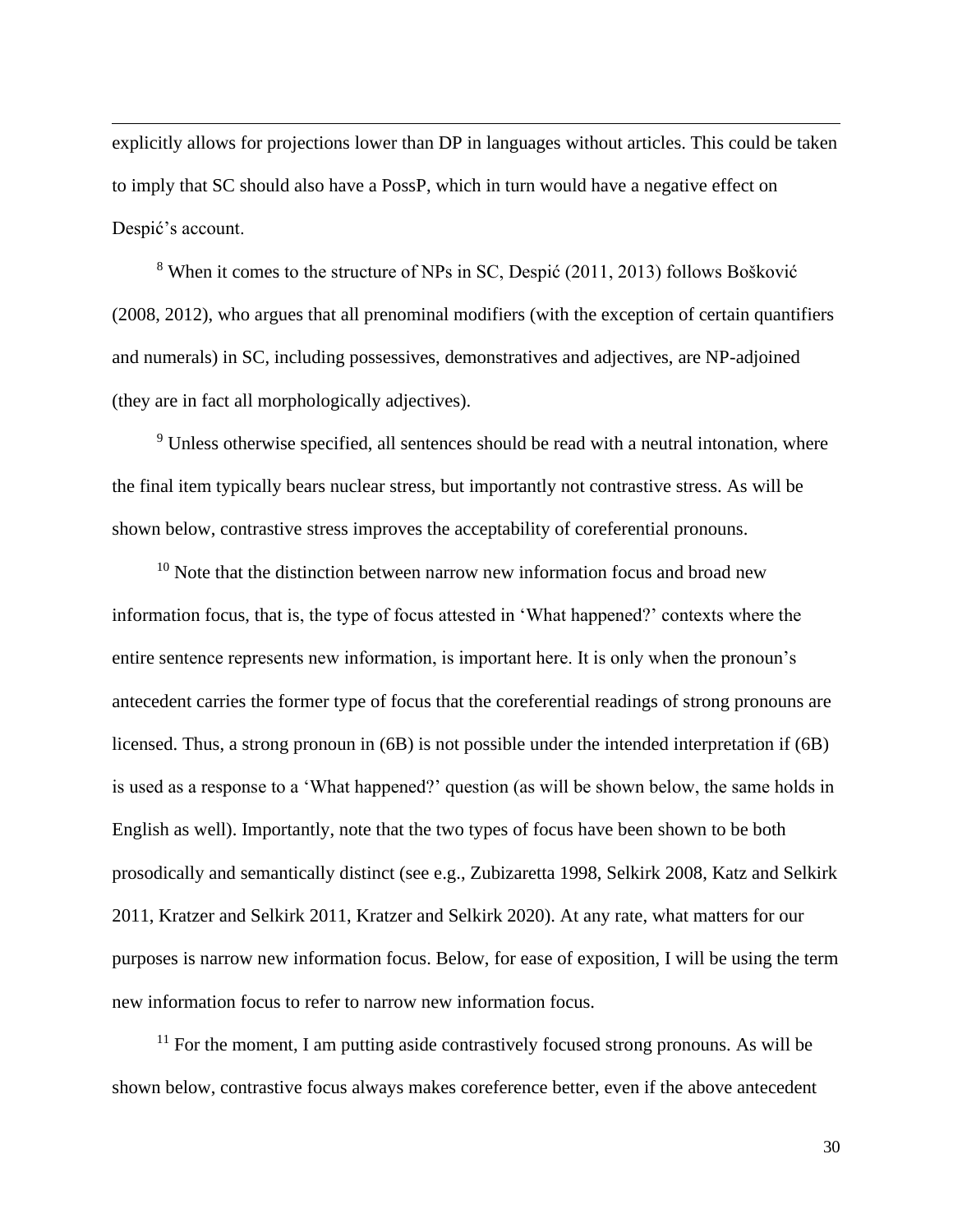explicitly allows for projections lower than DP in languages without articles. This could be taken to imply that SC should also have a PossP, which in turn would have a negative effect on Despić's account.

[8] When it comes to the structure of NPs in SC, Despić (2011, 2013) follows Bošković (2008, 2012), who argues that all prenominal modifiers (with the exception of certain quantifiers and numerals) in SC, including possessives, demonstratives and adjectives, are NP-adjoined (they are in fact all morphologically adjectives).

[9] Unless otherwise specified, all sentences should be read with a neutral intonation, where the final item typically bears nuclear stress, but importantly not contrastive stress. As will be shown below, contrastive stress improves the acceptability of coreferential pronouns.

[10] Note that the distinction between narrow new information focus and broad new information focus, that is, the type of focus attested in 'What happened?' contexts where the entire sentence represents new information, is important here. It is only when the pronoun's antecedent carries the former type of focus that the coreferential readings of strong pronouns are licensed. Thus, a strong pronoun in (6B) is not possible under the intended interpretation if (6B) is used as a response to a 'What happened?' question (as will be shown below, the same holds in English as well). Importantly, note that the two types of focus have been shown to be both prosodically and semantically distinct (see e.g., Zubizaretta 1998, Selkirk 2008, Katz and Selkirk 2011, Kratzer and Selkirk 2011, Kratzer and Selkirk 2020). At any rate, what matters for our purposes is narrow new information focus. Below, for ease of exposition, I will be using the term new information focus to refer to narrow new information focus.

[11] For the moment, I am putting aside contrastively focused strong pronouns. As will be shown below, contrastive focus always makes coreference better, even if the above antecedent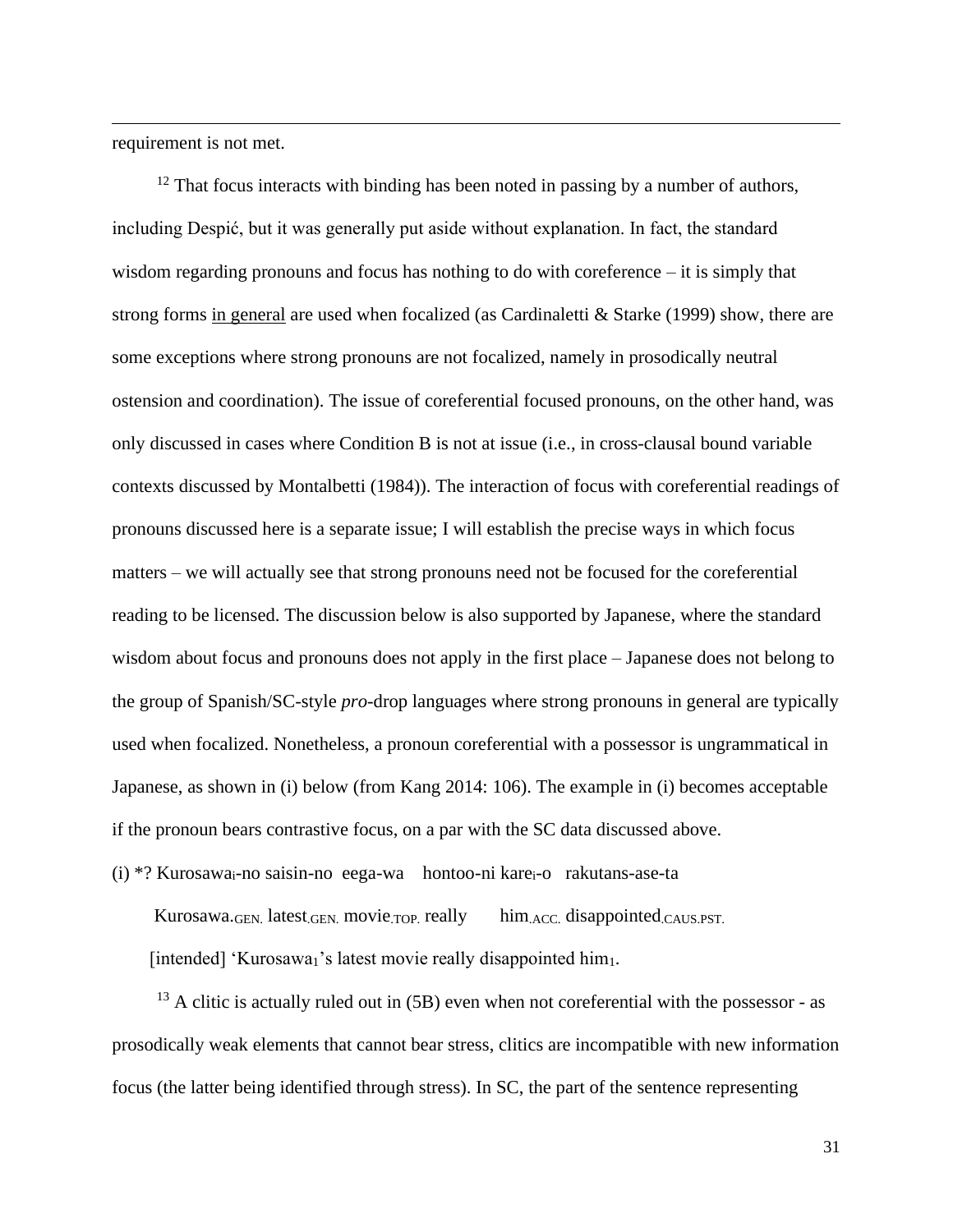requirement is not met.

[12] That focus interacts with binding has been noted in passing by a number of authors, including Despić, but it was generally put aside without explanation. In fact, the standard wisdom regarding pronouns and focus has nothing to do with coreference – it is simply that strong forms <u>in general</u> are used when focalized (as Cardinaletti & Starke (1999) show, there are some exceptions where strong pronouns are not focalized, namely in prosodically neutral ostension and coordination). The issue of coreferential focused pronouns, on the other hand, was only discussed in cases where Condition B is not at issue (i.e., in cross-clausal bound variable contexts discussed by Montalbetti (1984)). The interaction of focus with coreferential readings of pronouns discussed here is a separate issue; I will establish the precise ways in which focus matters – we will actually see that strong pronouns need not be focused for the coreferential reading to be licensed. The discussion below is also supported by Japanese, where the standard wisdom about focus and pronouns does not apply in the first place – Japanese does not belong to the group of Spanish/SC-style *pro*-drop languages where strong pronouns in general are typically used when focalized. Nonetheless, a pronoun coreferential with a possessor is ungrammatical in Japanese, as shown in (i) below (from Kang 2014: 106). The example in (i) becomes acceptable if the pronoun bears contrastive focus, on a par with the SC data discussed above.

(i) *? Kurosawa$_i$-no saisin-no eega-wa hontoo-ni kare$_i$-o rakutans-ase-ta

Kurosawa.$_{GEN.}$ latest$_{.GEN.}$ movie$_{.TOP.}$ really him$_{.ACC.}$ disappointed$_{.CAUS.PST.}$

[intended] 'Kurosawa$_1$'s latest movie really disappointed him$_1$.

[13] A clitic is actually ruled out in (5B) even when not coreferential with the possessor - as prosodically weak elements that cannot bear stress, clitics are incompatible with new information focus (the latter being identified through stress). In SC, the part of the sentence representing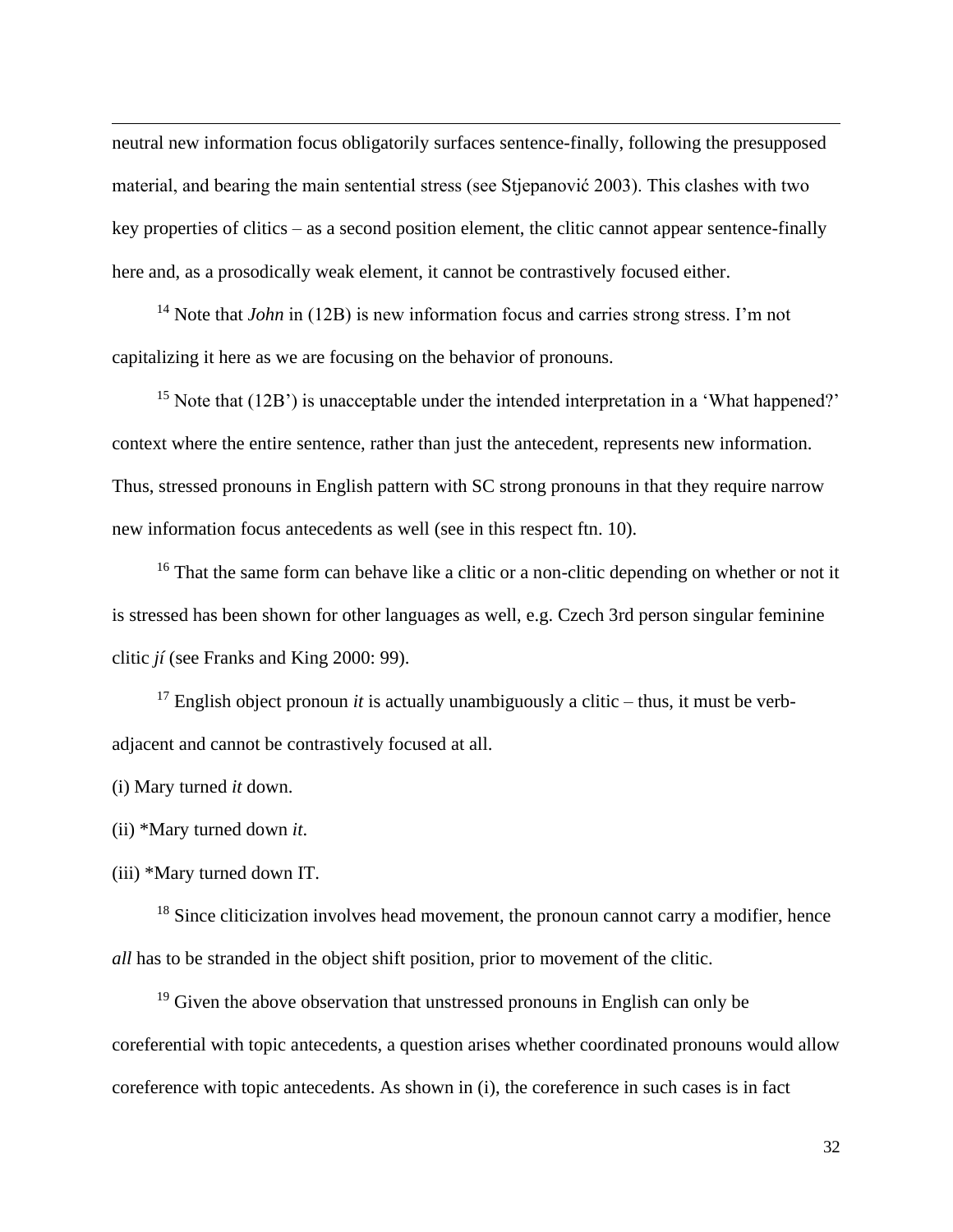neutral new information focus obligatorily surfaces sentence-finally, following the presupposed material, and bearing the main sentential stress (see Stjepanović 2003). This clashes with two key properties of clitics – as a second position element, the clitic cannot appear sentence-finally here and, as a prosodically weak element, it cannot be contrastively focused either.

[14] Note that *John* in (12B) is new information focus and carries strong stress. I'm not capitalizing it here as we are focusing on the behavior of pronouns.

[15] Note that (12B') is unacceptable under the intended interpretation in a 'What happened?' context where the entire sentence, rather than just the antecedent, represents new information. Thus, stressed pronouns in English pattern with SC strong pronouns in that they require narrow new information focus antecedents as well (see in this respect ftn. 10).

[16] That the same form can behave like a clitic or a non-clitic depending on whether or not it is stressed has been shown for other languages as well, e.g. Czech 3rd person singular feminine clitic *jí* (see Franks and King 2000: 99).

[17] English object pronoun *it* is actually unambiguously a clitic – thus, it must be verb-adjacent and cannot be contrastively focused at all.

(i) Mary turned *it* down.

(ii) *Mary turned down *it*.

(iii) *Mary turned down IT.

[18] Since cliticization involves head movement, the pronoun cannot carry a modifier, hence *all* has to be stranded in the object shift position, prior to movement of the clitic.

[19] Given the above observation that unstressed pronouns in English can only be coreferential with topic antecedents, a question arises whether coordinated pronouns would allow coreference with topic antecedents. As shown in (i), the coreference in such cases is in fact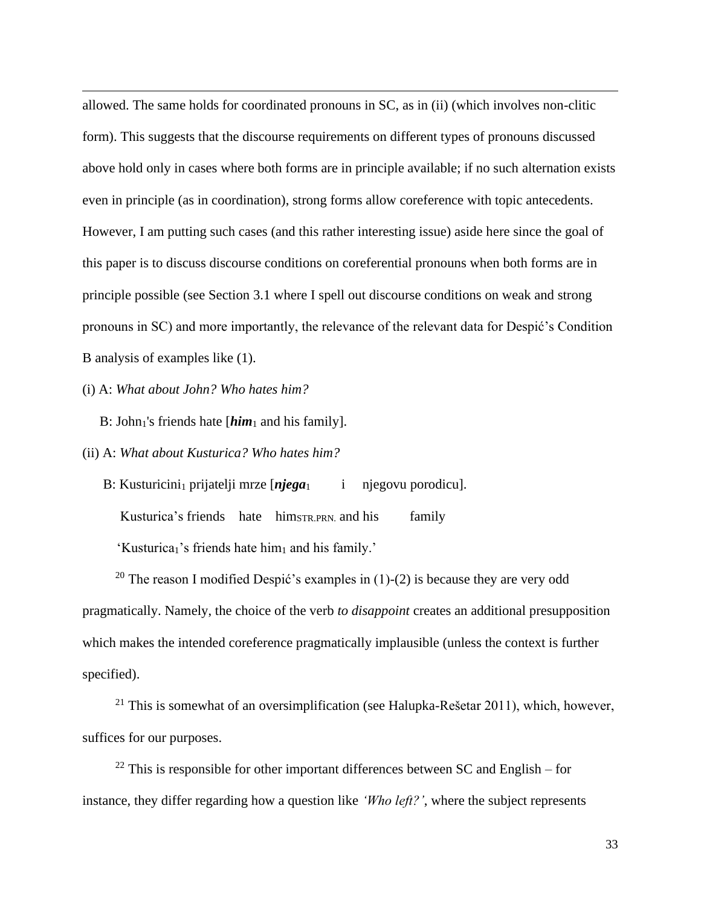allowed. The same holds for coordinated pronouns in SC, as in (ii) (which involves non-clitic form). This suggests that the discourse requirements on different types of pronouns discussed above hold only in cases where both forms are in principle available; if no such alternation exists even in principle (as in coordination), strong forms allow coreference with topic antecedents. However, I am putting such cases (and this rather interesting issue) aside here since the goal of this paper is to discuss discourse conditions on coreferential pronouns when both forms are in principle possible (see Section 3.1 where I spell out discourse conditions on weak and strong pronouns in SC) and more importantly, the relevance of the relevant data for Despić's Condition B analysis of examples like (1).

(i) A: *What about John? Who hates him?*

B: John$_1$'s friends hate [***him***$_1$ and his family].

(ii) A: *What about Kusturica? Who hates him?*

B: Kusturicini$_1$ prijatelji mrze [***njega***$_1$ i njegovu porodicu].

Kusturica's friends hate him$_{STR.PRN.}$ and his family

'Kusturica$_1$'s friends hate him$_1$ and his family.'

[20] The reason I modified Despić's examples in (1)-(2) is because they are very odd pragmatically. Namely, the choice of the verb *to disappoint* creates an additional presupposition which makes the intended coreference pragmatically implausible (unless the context is further specified).

[21] This is somewhat of an oversimplification (see Halupka-Rešetar 2011), which, however, suffices for our purposes.

[22] This is responsible for other important differences between SC and English – for instance, they differ regarding how a question like *'Who left?'*, where the subject represents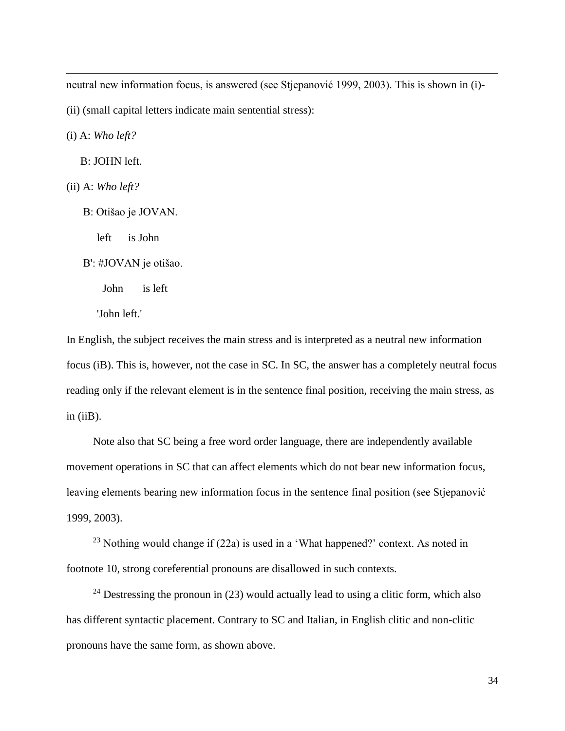neutral new information focus, is answered (see Stjepanović 1999, 2003). This is shown in (i)-(ii) (small capital letters indicate main sentential stress):

(i) A: *Who left?*

B: JOHN left.

(ii) A: *Who left?*

B: Otišao je JOVAN.

left is John

B': #JOVAN je otišao.

John is left

'John left.'

In English, the subject receives the main stress and is interpreted as a neutral new information focus (iB). This is, however, not the case in SC. In SC, the answer has a completely neutral focus reading only if the relevant element is in the sentence final position, receiving the main stress, as in (iiB).

Note also that SC being a free word order language, there are independently available movement operations in SC that can affect elements which do not bear new information focus, leaving elements bearing new information focus in the sentence final position (see Stjepanović 1999, 2003).

[23] Nothing would change if (22a) is used in a 'What happened?' context. As noted in footnote 10, strong coreferential pronouns are disallowed in such contexts.

[24] Destressing the pronoun in (23) would actually lead to using a clitic form, which also has different syntactic placement. Contrary to SC and Italian, in English clitic and non-clitic pronouns have the same form, as shown above.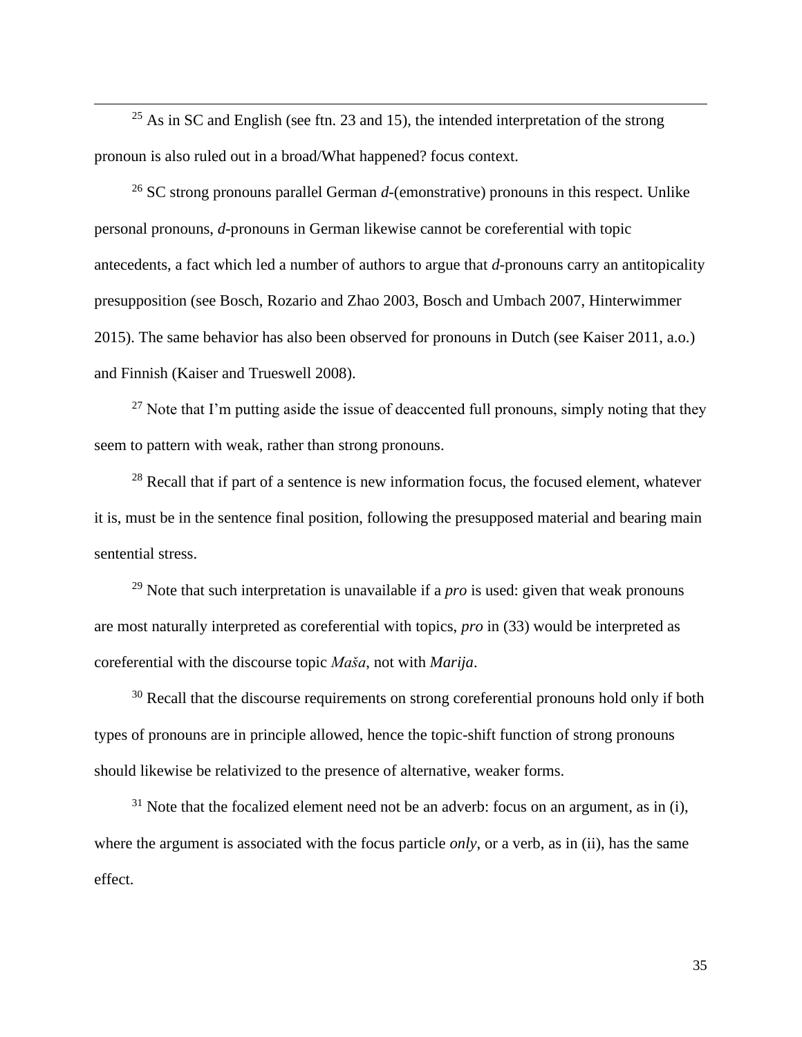[25] As in SC and English (see ftn. 23 and 15), the intended interpretation of the strong pronoun is also ruled out in a broad/What happened? focus context.

[26] SC strong pronouns parallel German *d*-(emonstrative) pronouns in this respect. Unlike personal pronouns, *d*-pronouns in German likewise cannot be coreferential with topic antecedents, a fact which led a number of authors to argue that *d*-pronouns carry an antitopicality presupposition (see Bosch, Rozario and Zhao 2003, Bosch and Umbach 2007, Hinterwimmer 2015). The same behavior has also been observed for pronouns in Dutch (see Kaiser 2011, a.o.) and Finnish (Kaiser and Trueswell 2008).

[27] Note that I'm putting aside the issue of deaccented full pronouns, simply noting that they seem to pattern with weak, rather than strong pronouns.

[28] Recall that if part of a sentence is new information focus, the focused element, whatever it is, must be in the sentence final position, following the presupposed material and bearing main sentential stress.

[29] Note that such interpretation is unavailable if a *pro* is used: given that weak pronouns are most naturally interpreted as coreferential with topics, *pro* in (33) would be interpreted as coreferential with the discourse topic *Maša*, not with *Marija*.

[30] Recall that the discourse requirements on strong coreferential pronouns hold only if both types of pronouns are in principle allowed, hence the topic-shift function of strong pronouns should likewise be relativized to the presence of alternative, weaker forms.

[31] Note that the focalized element need not be an adverb: focus on an argument, as in (i), where the argument is associated with the focus particle *only*, or a verb, as in (ii), has the same effect.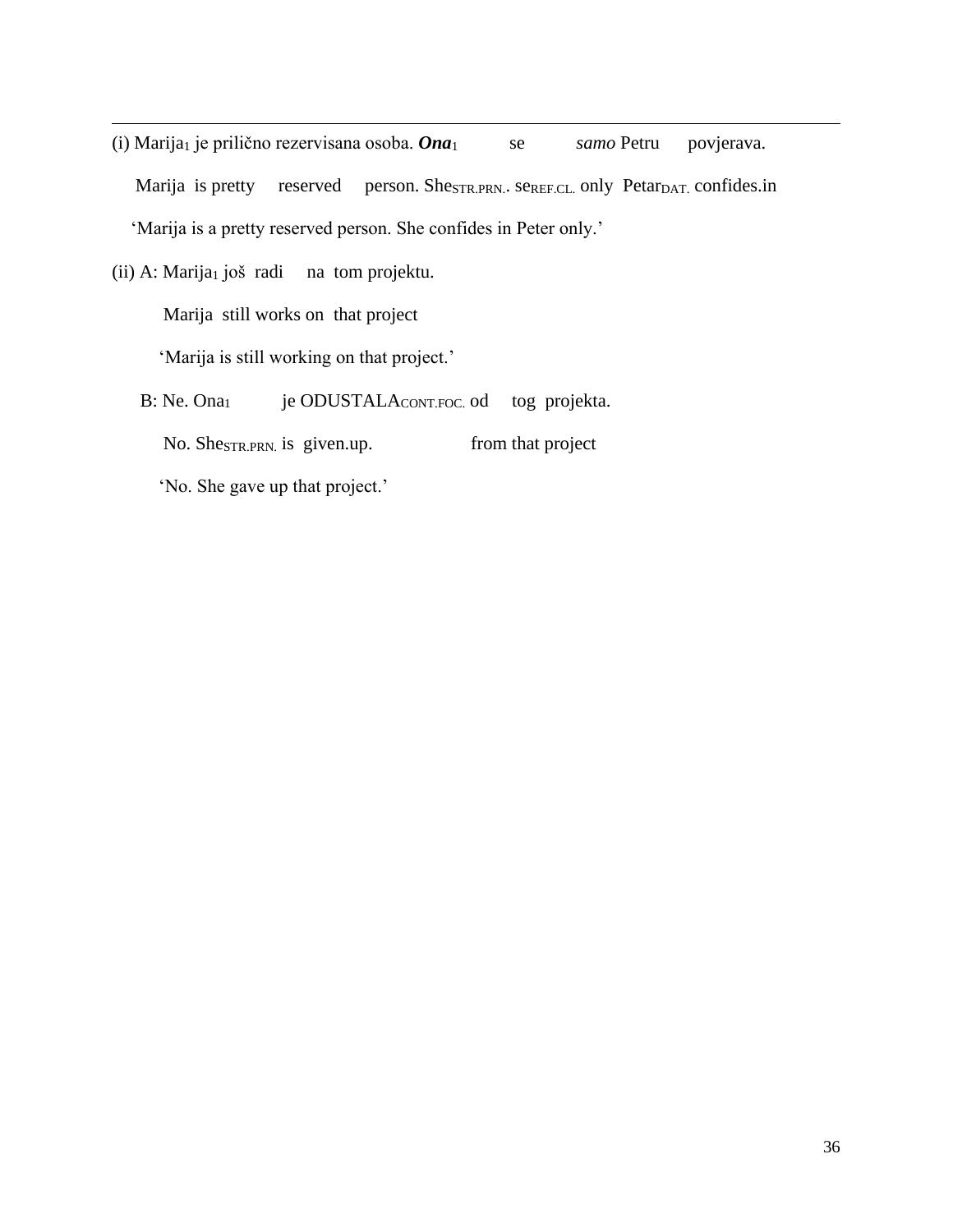---

(i) Marija$_1$ je prilično rezervisana osoba. ***Ona***$_1$ se *samo* Petru povjerava.

Marija is pretty reserved person. She$_{STR.PRN.}$. se$_{REF.CL.}$ only Petar$_{DAT.}$ confides.in

'Marija is a pretty reserved person. She confides in Peter only.'

(ii) A: Marija$_1$ još radi na tom projektu.

Marija still works on that project

'Marija is still working on that project.'

B: Ne. Ona$_1$ je ODUSTALA$_{CONT.FOC.}$ od tog projekta.

No. She$_{STR.PRN.}$ is given.up. from that project

'No. She gave up that project.'